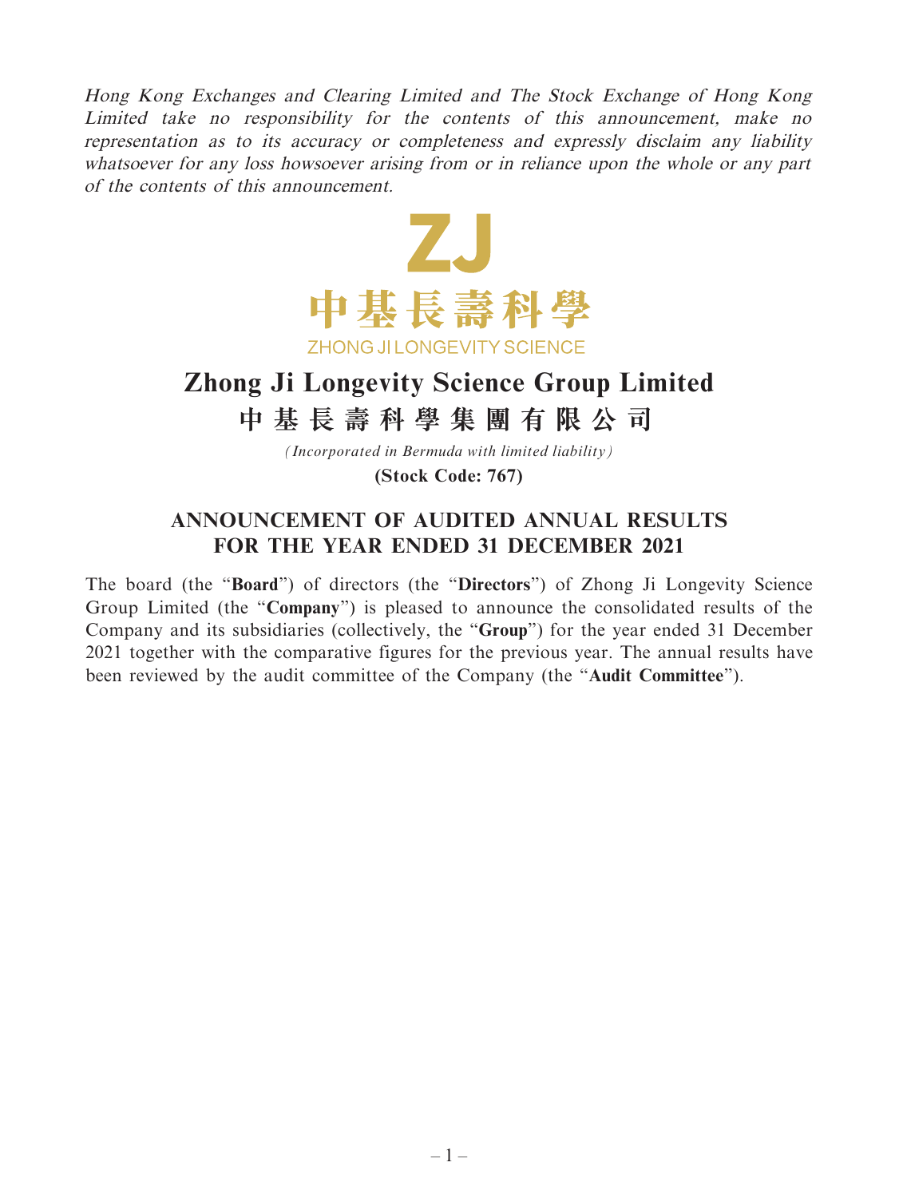*Hong Kong Exchanges and Clearing Limited and The Stock Exchange of Hong Kong Limited take no responsibility for the contents of this announcement, make no representation as to its accuracy or completeness and expressly disclaim any liability whatsoever for any loss howsoever arising from or in reliance upon the whole or any part of the contents of this announcement.*

ZJ
中基長壽科學
ZHONG JI LONGEVITY SCIENCE

# Zhong Ji Longevity Science Group Limited
# 中基長壽科學集團有限公司

*(Incorporated in Bermuda with limited liability)*

**(Stock Code: 767)**

## ANNOUNCEMENT OF AUDITED ANNUAL RESULTS FOR THE YEAR ENDED 31 DECEMBER 2021

The board (the "**Board**") of directors (the "**Directors**") of Zhong Ji Longevity Science Group Limited (the "**Company**") is pleased to announce the consolidated results of the Company and its subsidiaries (collectively, the "**Group**") for the year ended 31 December 2021 together with the comparative figures for the previous year. The annual results have been reviewed by the audit committee of the Company (the "**Audit Committee**").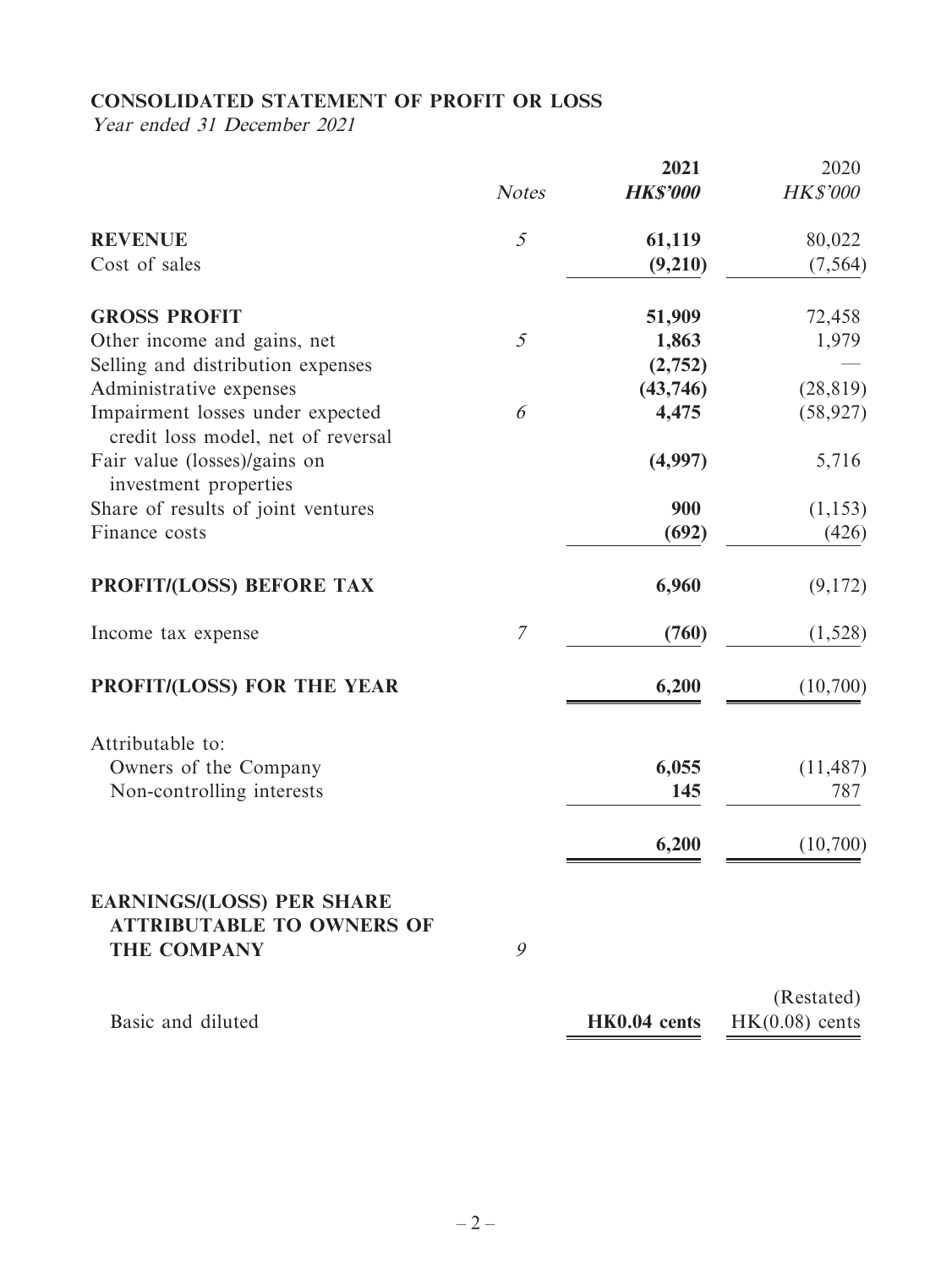## CONSOLIDATED STATEMENT OF PROFIT OR LOSS

*Year ended 31 December 2021*

| | *Notes* | **2021** ***HK$'000*** | 2020 *HK$'000* |
|---|---|---|---|
| **REVENUE** | *5* | **61,119** | 80,022 |
| Cost of sales | | **(9,210)** | (7,564) |
| **GROSS PROFIT** | | **51,909** | 72,458 |
| Other income and gains, net | *5* | **1,863** | 1,979 |
| Selling and distribution expenses | | **(2,752)** | — |
| Administrative expenses | | **(43,746)** | (28,819) |
| Impairment losses under expected credit loss model, net of reversal | *6* | **4,475** | (58,927) |
| Fair value (losses)/gains on investment properties | | **(4,997)** | 5,716 |
| Share of results of joint ventures | | **900** | (1,153) |
| Finance costs | | **(692)** | (426) |
| **PROFIT/(LOSS) BEFORE TAX** | | **6,960** | (9,172) |
| Income tax expense | *7* | **(760)** | (1,528) |
| **PROFIT/(LOSS) FOR THE YEAR** | | **6,200** | (10,700) |
| Attributable to: | | | |
| Owners of the Company | | **6,055** | (11,487) |
| Non-controlling interests | | **145** | 787 |
| | | **6,200** | (10,700) |
| **EARNINGS/(LOSS) PER SHARE ATTRIBUTABLE TO OWNERS OF THE COMPANY** | *9* | | |
| | | | (Restated) |
| Basic and diluted | | **HK0.04 cents** | HK(0.08) cents |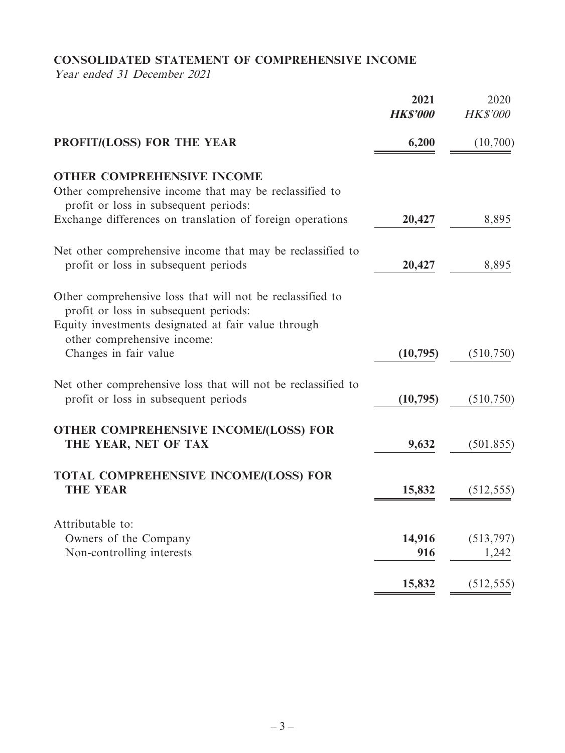## CONSOLIDATED STATEMENT OF COMPREHENSIVE INCOME

*Year ended 31 December 2021*

| | 2021 HK$'000 | 2020 HK$'000 |
|---|---|---|
| **PROFIT/(LOSS) FOR THE YEAR** | **6,200** | (10,700) |
| **OTHER COMPREHENSIVE INCOME** | | |
| Other comprehensive income that may be reclassified to profit or loss in subsequent periods: | | |
| Exchange differences on translation of foreign operations | **20,427** | 8,895 |
| Net other comprehensive income that may be reclassified to profit or loss in subsequent periods | **20,427** | 8,895 |
| Other comprehensive loss that will not be reclassified to profit or loss in subsequent periods: | | |
| Equity investments designated at fair value through other comprehensive income: | | |
| Changes in fair value | **(10,795)** | (510,750) |
| Net other comprehensive loss that will not be reclassified to profit or loss in subsequent periods | **(10,795)** | (510,750) |
| **OTHER COMPREHENSIVE INCOME/(LOSS) FOR THE YEAR, NET OF TAX** | **9,632** | (501,855) |
| **TOTAL COMPREHENSIVE INCOME/(LOSS) FOR THE YEAR** | **15,832** | (512,555) |
| Attributable to: | | |
| Owners of the Company | **14,916** | (513,797) |
| Non-controlling interests | **916** | 1,242 |
| | **15,832** | (512,555) |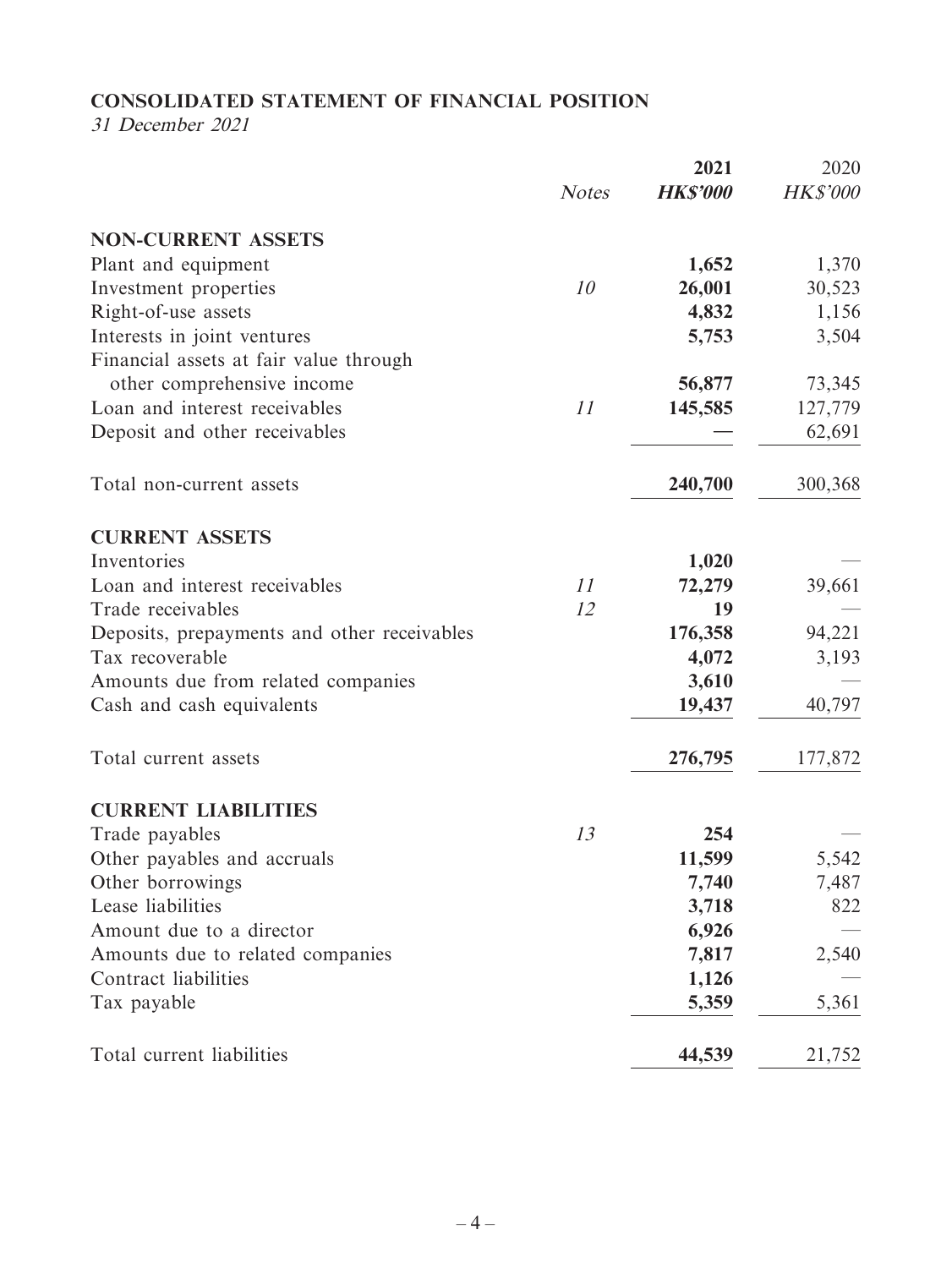## CONSOLIDATED STATEMENT OF FINANCIAL POSITION

*31 December 2021*

| | *Notes* | **2021** | 2020 |
|---|---|---|---|
| | | ***HK$'000*** | *HK$'000* |
| **NON-CURRENT ASSETS** | | | |
| Plant and equipment | | **1,652** | 1,370 |
| Investment properties | *10* | **26,001** | 30,523 |
| Right-of-use assets | | **4,832** | 1,156 |
| Interests in joint ventures | | **5,753** | 3,504 |
| Financial assets at fair value through other comprehensive income | | **56,877** | 73,345 |
| Loan and interest receivables | *11* | **145,585** | 127,779 |
| Deposit and other receivables | | **—** | 62,691 |
| Total non-current assets | | **240,700** | 300,368 |
| **CURRENT ASSETS** | | | |
| Inventories | | **1,020** | — |
| Loan and interest receivables | *11* | **72,279** | 39,661 |
| Trade receivables | *12* | **19** | — |
| Deposits, prepayments and other receivables | | **176,358** | 94,221 |
| Tax recoverable | | **4,072** | 3,193 |
| Amounts due from related companies | | **3,610** | — |
| Cash and cash equivalents | | **19,437** | 40,797 |
| Total current assets | | **276,795** | 177,872 |
| **CURRENT LIABILITIES** | | | |
| Trade payables | *13* | **254** | — |
| Other payables and accruals | | **11,599** | 5,542 |
| Other borrowings | | **7,740** | 7,487 |
| Lease liabilities | | **3,718** | 822 |
| Amount due to a director | | **6,926** | — |
| Amounts due to related companies | | **7,817** | 2,540 |
| Contract liabilities | | **1,126** | — |
| Tax payable | | **5,359** | 5,361 |
| Total current liabilities | | **44,539** | 21,752 |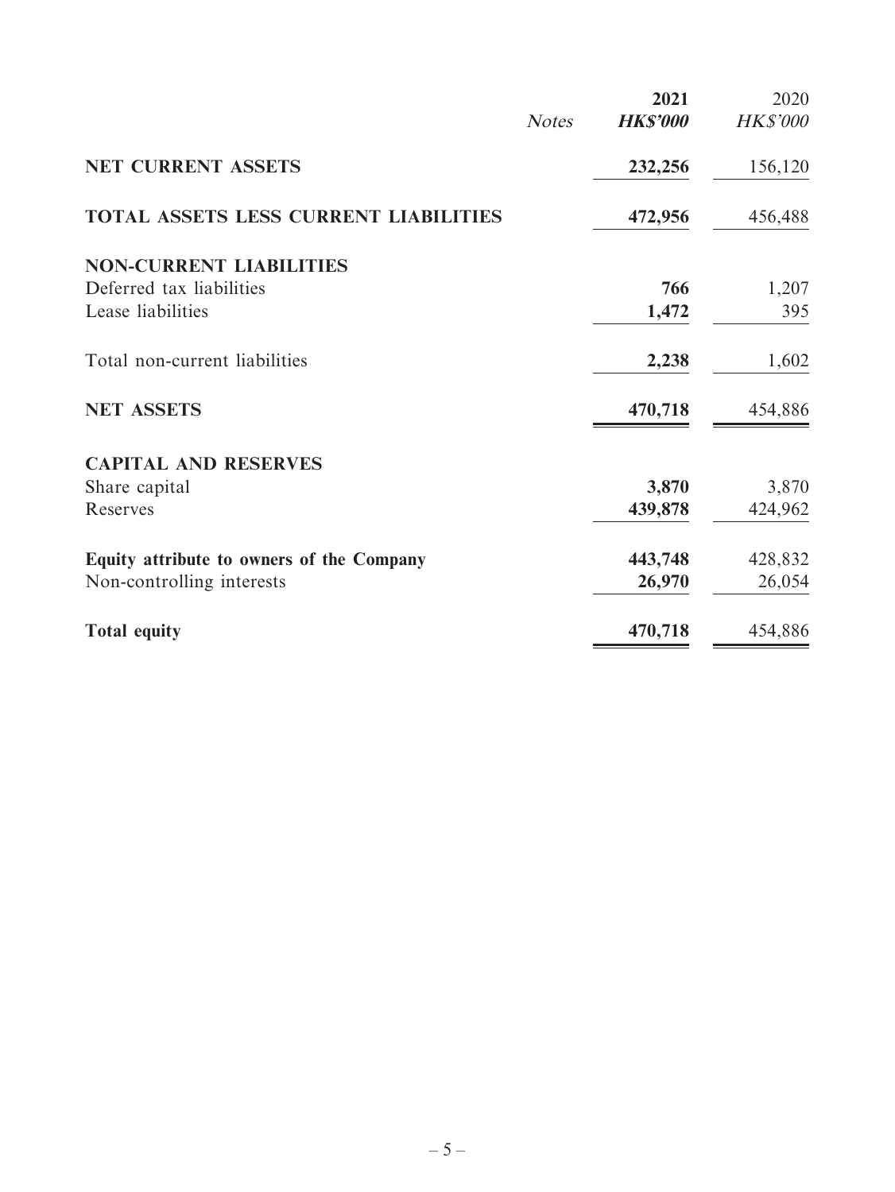| | Notes | **2021** | 2020 |
|---|---|---|---|
| | | ***HK$'000*** | *HK$'000* |
| **NET CURRENT ASSETS** | | **232,256** | 156,120 |
| **TOTAL ASSETS LESS CURRENT LIABILITIES** | | **472,956** | 456,488 |
| **NON-CURRENT LIABILITIES** | | | |
| Deferred tax liabilities | | **766** | 1,207 |
| Lease liabilities | | **1,472** | 395 |
| Total non-current liabilities | | **2,238** | 1,602 |
| **NET ASSETS** | | **470,718** | 454,886 |
| **CAPITAL AND RESERVES** | | | |
| Share capital | | **3,870** | 3,870 |
| Reserves | | **439,878** | 424,962 |
| **Equity attribute to owners of the Company** | | **443,748** | 428,832 |
| Non-controlling interests | | **26,970** | 26,054 |
| **Total equity** | | **470,718** | 454,886 |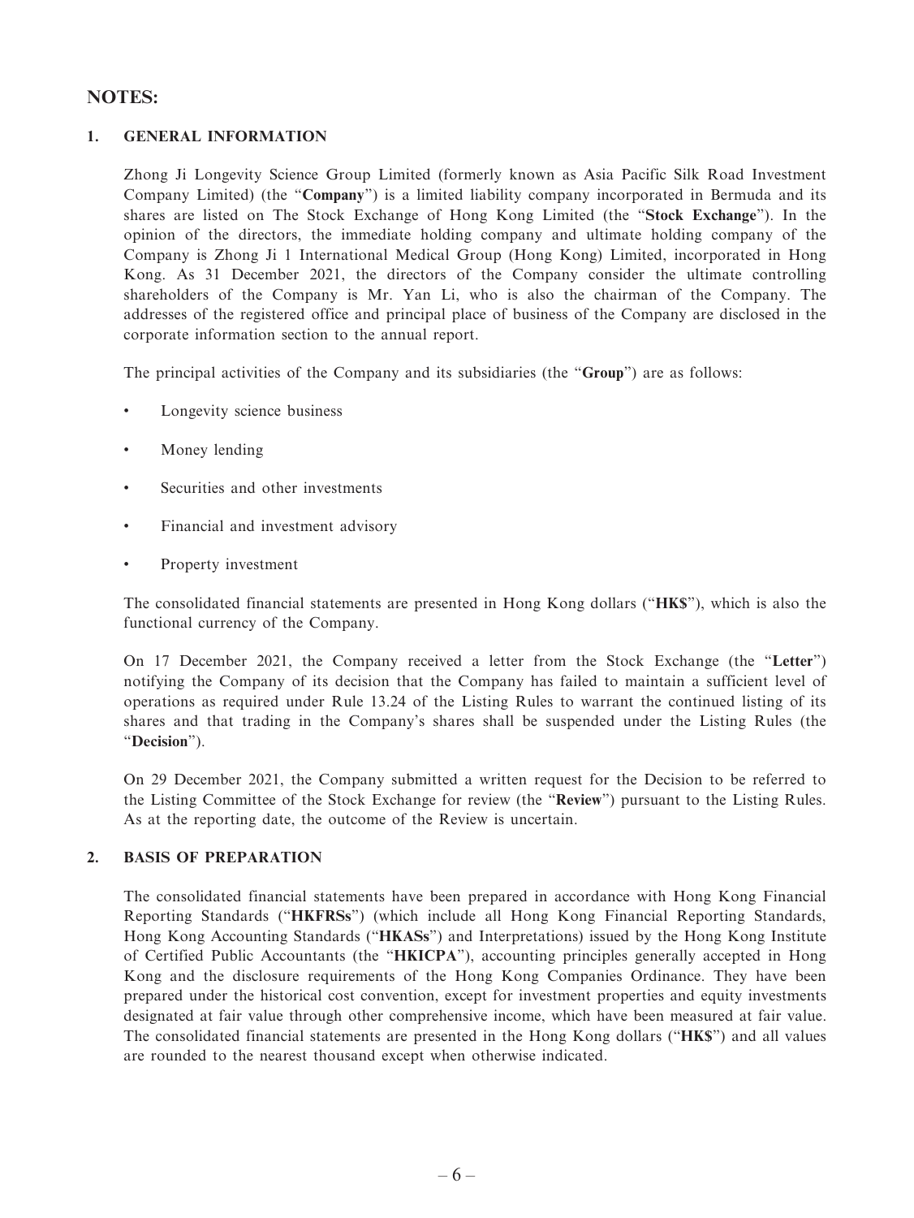# NOTES:

## 1. GENERAL INFORMATION

Zhong Ji Longevity Science Group Limited (formerly known as Asia Pacific Silk Road Investment Company Limited) (the "**Company**") is a limited liability company incorporated in Bermuda and its shares are listed on The Stock Exchange of Hong Kong Limited (the "**Stock Exchange**"). In the opinion of the directors, the immediate holding company and ultimate holding company of the Company is Zhong Ji 1 International Medical Group (Hong Kong) Limited, incorporated in Hong Kong. As 31 December 2021, the directors of the Company consider the ultimate controlling shareholders of the Company is Mr. Yan Li, who is also the chairman of the Company. The addresses of the registered office and principal place of business of the Company are disclosed in the corporate information section to the annual report.

The principal activities of the Company and its subsidiaries (the "**Group**") are as follows:

- Longevity science business
- Money lending
- Securities and other investments
- Financial and investment advisory
- Property investment

The consolidated financial statements are presented in Hong Kong dollars ("**HK$**"), which is also the functional currency of the Company.

On 17 December 2021, the Company received a letter from the Stock Exchange (the "**Letter**") notifying the Company of its decision that the Company has failed to maintain a sufficient level of operations as required under Rule 13.24 of the Listing Rules to warrant the continued listing of its shares and that trading in the Company's shares shall be suspended under the Listing Rules (the "**Decision**").

On 29 December 2021, the Company submitted a written request for the Decision to be referred to the Listing Committee of the Stock Exchange for review (the "**Review**") pursuant to the Listing Rules. As at the reporting date, the outcome of the Review is uncertain.

## 2. BASIS OF PREPARATION

The consolidated financial statements have been prepared in accordance with Hong Kong Financial Reporting Standards ("**HKFRSs**") (which include all Hong Kong Financial Reporting Standards, Hong Kong Accounting Standards ("**HKASs**") and Interpretations) issued by the Hong Kong Institute of Certified Public Accountants (the "**HKICPA**"), accounting principles generally accepted in Hong Kong and the disclosure requirements of the Hong Kong Companies Ordinance. They have been prepared under the historical cost convention, except for investment properties and equity investments designated at fair value through other comprehensive income, which have been measured at fair value. The consolidated financial statements are presented in the Hong Kong dollars ("**HK$**") and all values are rounded to the nearest thousand except when otherwise indicated.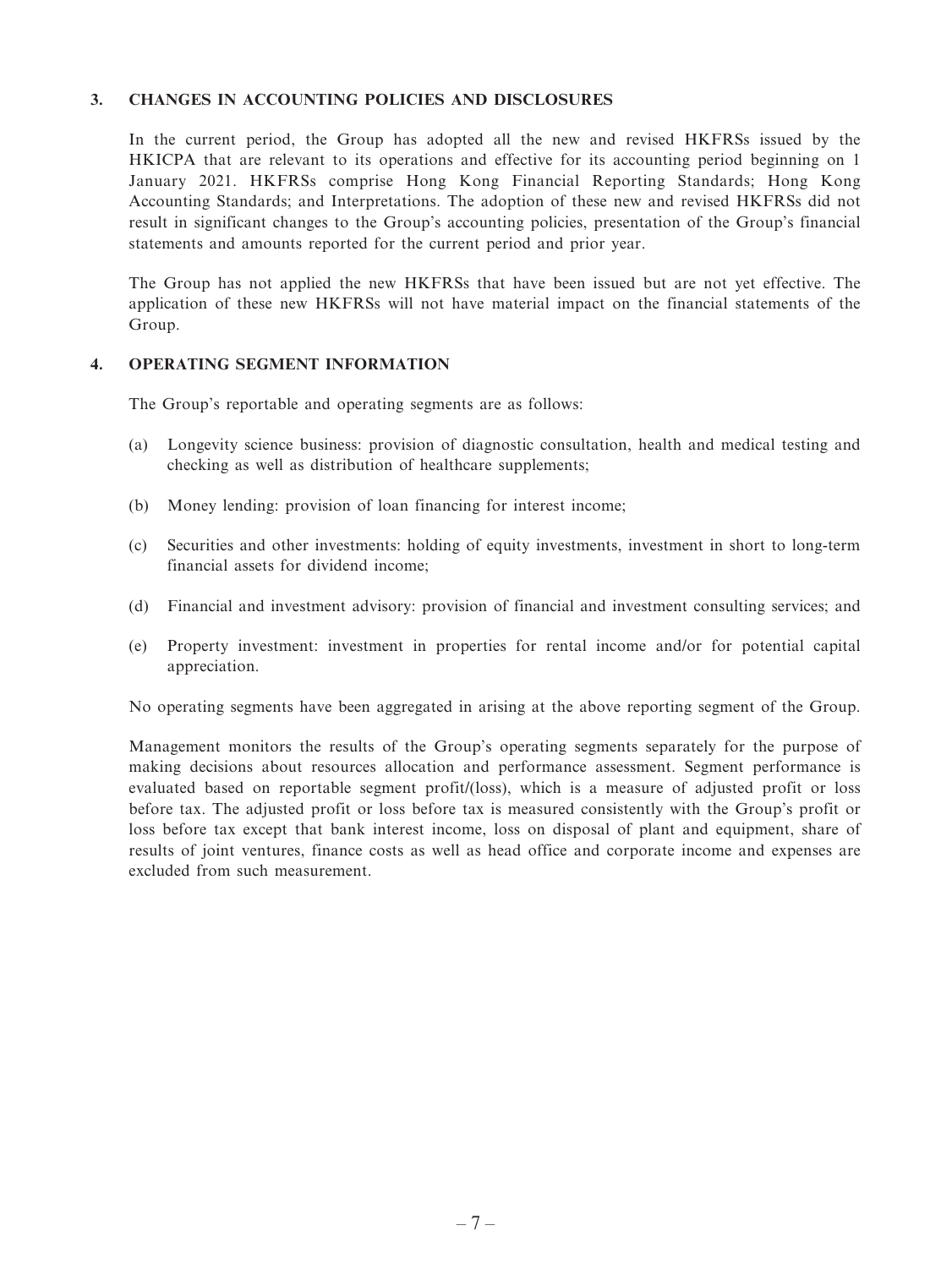## 3. CHANGES IN ACCOUNTING POLICIES AND DISCLOSURES

In the current period, the Group has adopted all the new and revised HKFRSs issued by the HKICPA that are relevant to its operations and effective for its accounting period beginning on 1 January 2021. HKFRSs comprise Hong Kong Financial Reporting Standards; Hong Kong Accounting Standards; and Interpretations. The adoption of these new and revised HKFRSs did not result in significant changes to the Group's accounting policies, presentation of the Group's financial statements and amounts reported for the current period and prior year.

The Group has not applied the new HKFRSs that have been issued but are not yet effective. The application of these new HKFRSs will not have material impact on the financial statements of the Group.

## 4. OPERATING SEGMENT INFORMATION

The Group's reportable and operating segments are as follows:

(a) Longevity science business: provision of diagnostic consultation, health and medical testing and checking as well as distribution of healthcare supplements;

(b) Money lending: provision of loan financing for interest income;

(c) Securities and other investments: holding of equity investments, investment in short to long-term financial assets for dividend income;

(d) Financial and investment advisory: provision of financial and investment consulting services; and

(e) Property investment: investment in properties for rental income and/or for potential capital appreciation.

No operating segments have been aggregated in arising at the above reporting segment of the Group.

Management monitors the results of the Group's operating segments separately for the purpose of making decisions about resources allocation and performance assessment. Segment performance is evaluated based on reportable segment profit/(loss), which is a measure of adjusted profit or loss before tax. The adjusted profit or loss before tax is measured consistently with the Group's profit or loss before tax except that bank interest income, loss on disposal of plant and equipment, share of results of joint ventures, finance costs as well as head office and corporate income and expenses are excluded from such measurement.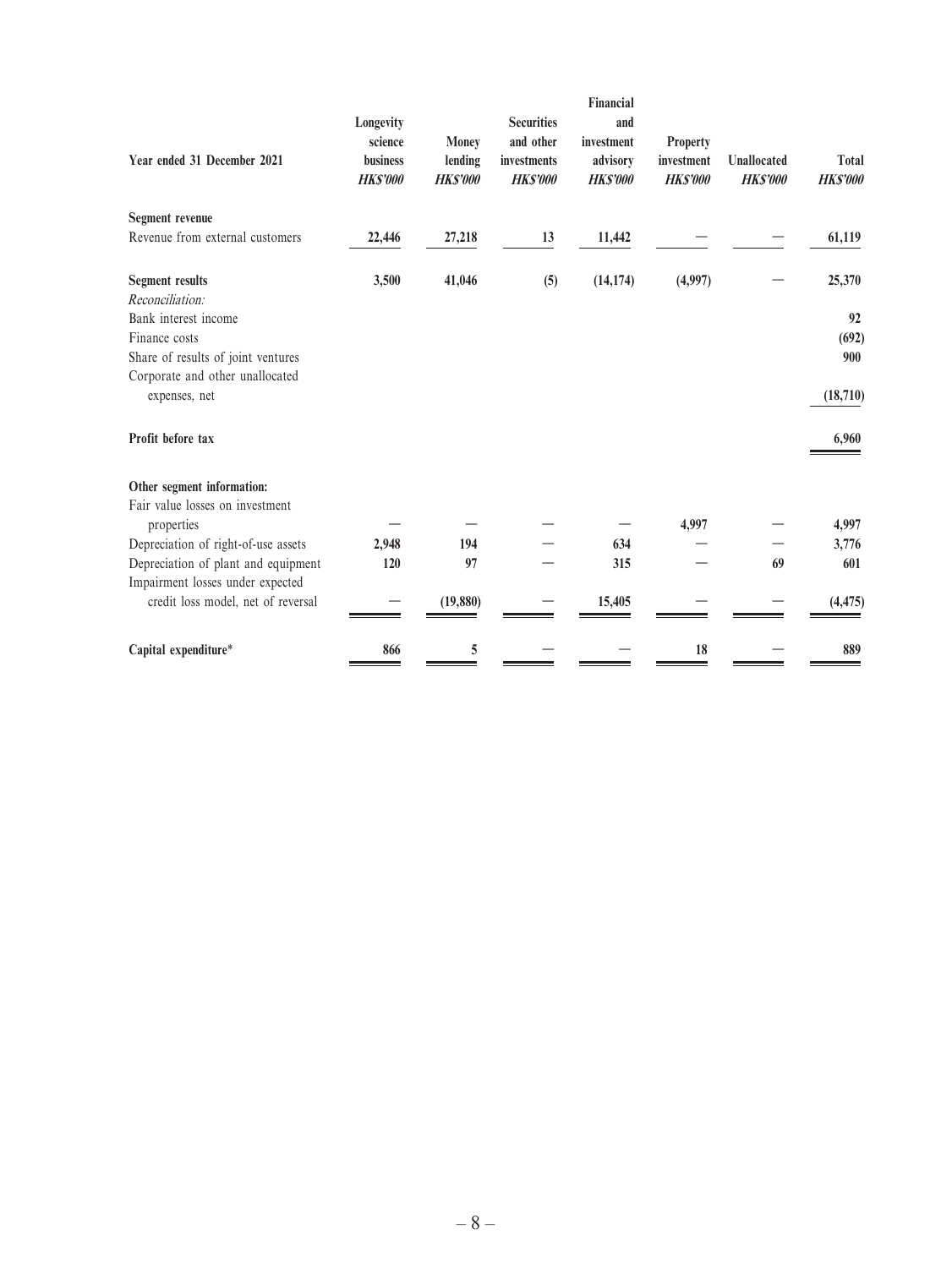| Year ended 31 December 2021 | Longevity science business HK$'000 | Money lending HK$'000 | Securities and other investments HK$'000 | Financial and investment advisory HK$'000 | Property investment HK$'000 | Unallocated HK$'000 | Total HK$'000 |
|---|---|---|---|---|---|---|---|
| **Segment revenue** | | | | | | | |
| Revenue from external customers | 22,446 | 27,218 | 13 | 11,442 | — | — | 61,119 |
| **Segment results** | 3,500 | 41,046 | (5) | (14,174) | (4,997) | — | 25,370 |
| *Reconciliation:* | | | | | | | |
| Bank interest income | | | | | | | 92 |
| Finance costs | | | | | | | (692) |
| Share of results of joint ventures | | | | | | | 900 |
| Corporate and other unallocated expenses, net | | | | | | | (18,710) |
| **Profit before tax** | | | | | | | 6,960 |
| **Other segment information:** | | | | | | | |
| Fair value losses on investment properties | — | — | — | — | 4,997 | — | 4,997 |
| Depreciation of right-of-use assets | 2,948 | 194 | — | 634 | — | — | 3,776 |
| Depreciation of plant and equipment | 120 | 97 | — | 315 | — | 69 | 601 |
| Impairment losses under expected credit loss model, net of reversal | — | (19,880) | — | 15,405 | — | — | (4,475) |
| **Capital expenditure*** | 866 | 5 | — | — | 18 | — | 889 |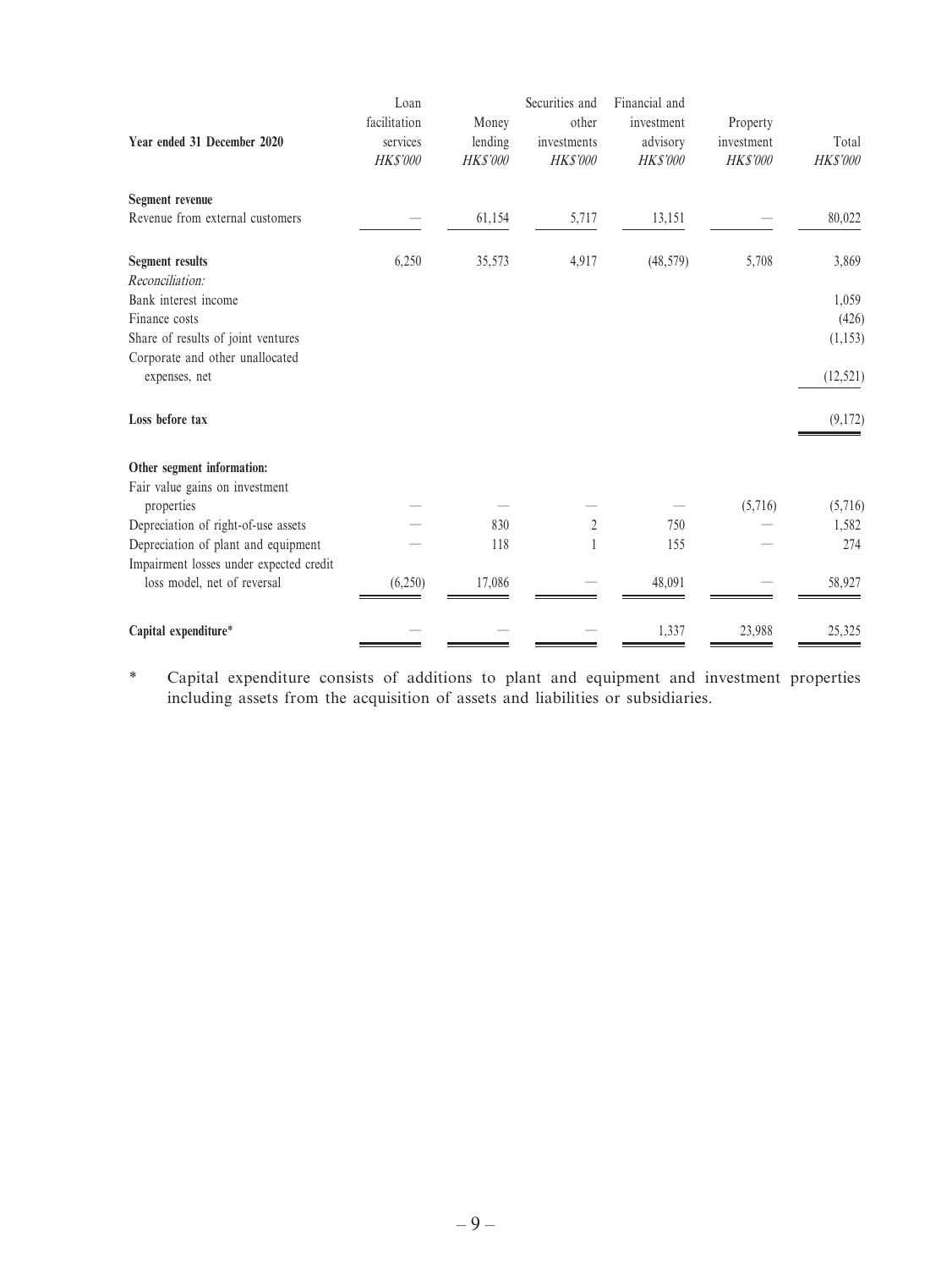| Year ended 31 December 2020 | Loan facilitation services *HK$'000* | Money lending *HK$'000* | Securities and other investments *HK$'000* | Financial and investment advisory *HK$'000* | Property investment *HK$'000* | Total *HK$'000* |
|---|---|---|---|---|---|---|
| **Segment revenue** | | | | | | |
| Revenue from external customers | — | 61,154 | 5,717 | 13,151 | — | 80,022 |
| **Segment results** | 6,250 | 35,573 | 4,917 | (48,579) | 5,708 | 3,869 |
| *Reconciliation:* | | | | | | |
| Bank interest income | | | | | | 1,059 |
| Finance costs | | | | | | (426) |
| Share of results of joint ventures | | | | | | (1,153) |
| Corporate and other unallocated expenses, net | | | | | | (12,521) |
| **Loss before tax** | | | | | | (9,172) |
| **Other segment information:** | | | | | | |
| Fair value gains on investment properties | — | — | — | — | (5,716) | (5,716) |
| Depreciation of right-of-use assets | — | 830 | 2 | 750 | — | 1,582 |
| Depreciation of plant and equipment | — | 118 | 1 | 155 | — | 274 |
| Impairment losses under expected credit loss model, net of reversal | (6,250) | 17,086 | — | 48,091 | — | 58,927 |
| **Capital expenditure*** | — | — | — | 1,337 | 23,988 | 25,325 |

\* Capital expenditure consists of additions to plant and equipment and investment properties including assets from the acquisition of assets and liabilities or subsidiaries.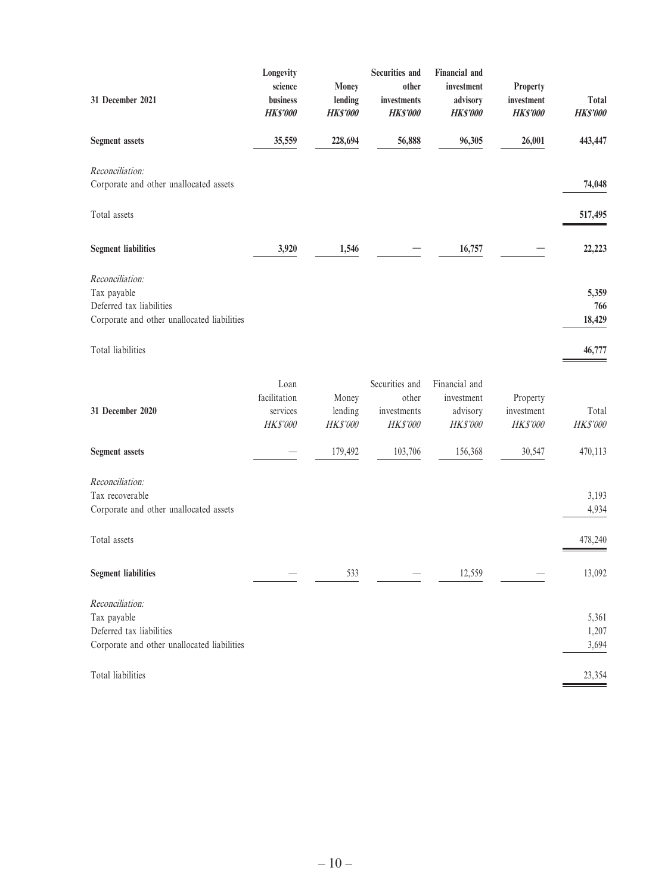| 31 December 2021 | Longevity science business *HK$'000* | Money lending *HK$'000* | Securities and other investments *HK$'000* | Financial and investment advisory *HK$'000* | Property investment *HK$'000* | Total *HK$'000* |
|---|---|---|---|---|---|---|
| **Segment assets** | **35,559** | **228,694** | **56,888** | **96,305** | **26,001** | **443,447** |
| *Reconciliation:* | | | | | | |
| Corporate and other unallocated assets | | | | | | **74,048** |
| Total assets | | | | | | **517,495** |
| **Segment liabilities** | **3,920** | **1,546** | **—** | **16,757** | **—** | **22,223** |
| *Reconciliation:* | | | | | | |
| Tax payable | | | | | | **5,359** |
| Deferred tax liabilities | | | | | | **766** |
| Corporate and other unallocated liabilities | | | | | | **18,429** |
| Total liabilities | | | | | | **46,777** |

| 31 December 2020 | Loan facilitation services *HK$'000* | Money lending *HK$'000* | Securities and other investments *HK$'000* | Financial and investment advisory *HK$'000* | Property investment *HK$'000* | Total *HK$'000* |
|---|---|---|---|---|---|---|
| **Segment assets** | — | 179,492 | 103,706 | 156,368 | 30,547 | 470,113 |
| *Reconciliation:* | | | | | | |
| Tax recoverable | | | | | | 3,193 |
| Corporate and other unallocated assets | | | | | | 4,934 |
| Total assets | | | | | | 478,240 |
| **Segment liabilities** | — | 533 | — | 12,559 | — | 13,092 |
| *Reconciliation:* | | | | | | |
| Tax payable | | | | | | 5,361 |
| Deferred tax liabilities | | | | | | 1,207 |
| Corporate and other unallocated liabilities | | | | | | 3,694 |
| Total liabilities | | | | | | 23,354 |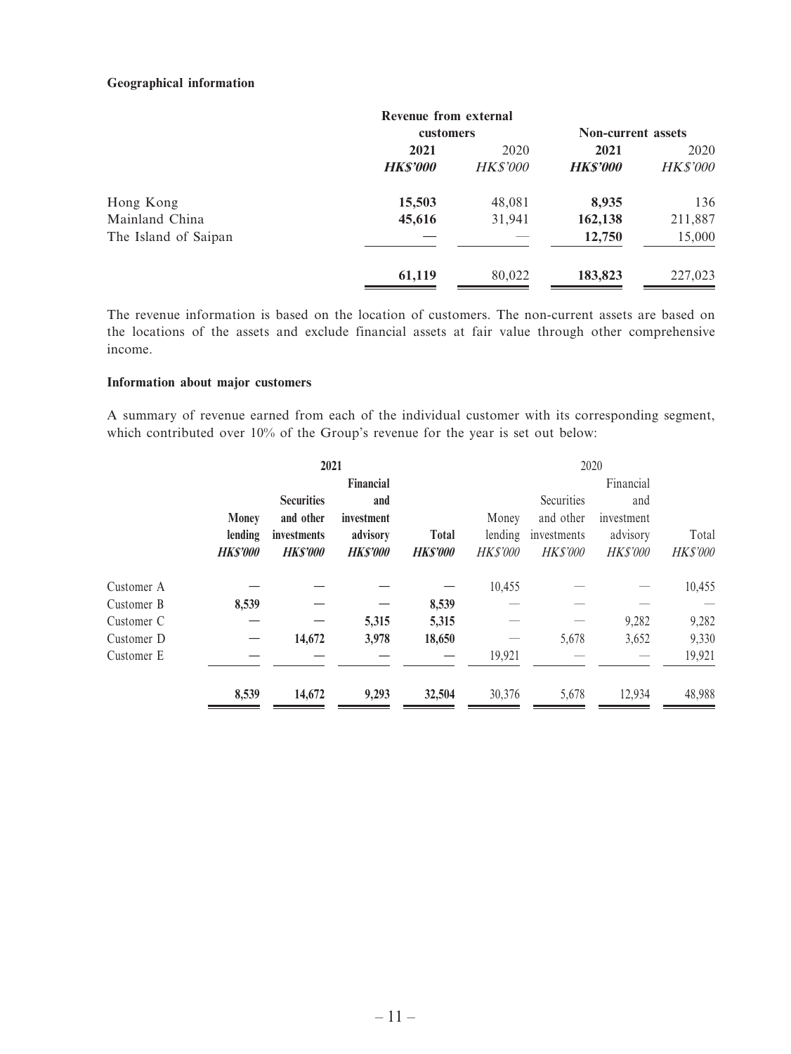**Geographical information**

| | Revenue from external customers | | Non-current assets | |
|---|---|---|---|---|
| | **2021** | 2020 | **2021** | 2020 |
| | ***HK$'000*** | *HK$'000* | ***HK$'000*** | *HK$'000* |
| Hong Kong | **15,503** | 48,081 | **8,935** | 136 |
| Mainland China | **45,616** | 31,941 | **162,138** | 211,887 |
| The Island of Saipan | **—** | — | **12,750** | 15,000 |
| | **61,119** | 80,022 | **183,823** | 227,023 |

The revenue information is based on the location of customers. The non-current assets are based on the locations of the assets and exclude financial assets at fair value through other comprehensive income.

**Information about major customers**

A summary of revenue earned from each of the individual customer with its corresponding segment, which contributed over 10% of the Group's revenue for the year is set out below:

| | **2021** | | | | 2020 | | | |
|---|---|---|---|---|---|---|---|---|
| | **Money lending** | **Securities and other investments** | **Financial and investment advisory** | **Total** | Money lending | Securities and other investments | Financial and investment advisory | Total |
| | ***HK$'000*** | ***HK$'000*** | ***HK$'000*** | ***HK$'000*** | *HK$'000* | *HK$'000* | *HK$'000* | *HK$'000* |
| Customer A | **—** | **—** | **—** | **—** | 10,455 | — | — | 10,455 |
| Customer B | **8,539** | **—** | **—** | **8,539** | — | — | — | — |
| Customer C | **—** | **—** | **5,315** | **5,315** | — | — | 9,282 | 9,282 |
| Customer D | **—** | **14,672** | **3,978** | **18,650** | — | 5,678 | 3,652 | 9,330 |
| Customer E | **—** | **—** | **—** | **—** | 19,921 | — | — | 19,921 |
| | **8,539** | **14,672** | **9,293** | **32,504** | 30,376 | 5,678 | 12,934 | 48,988 |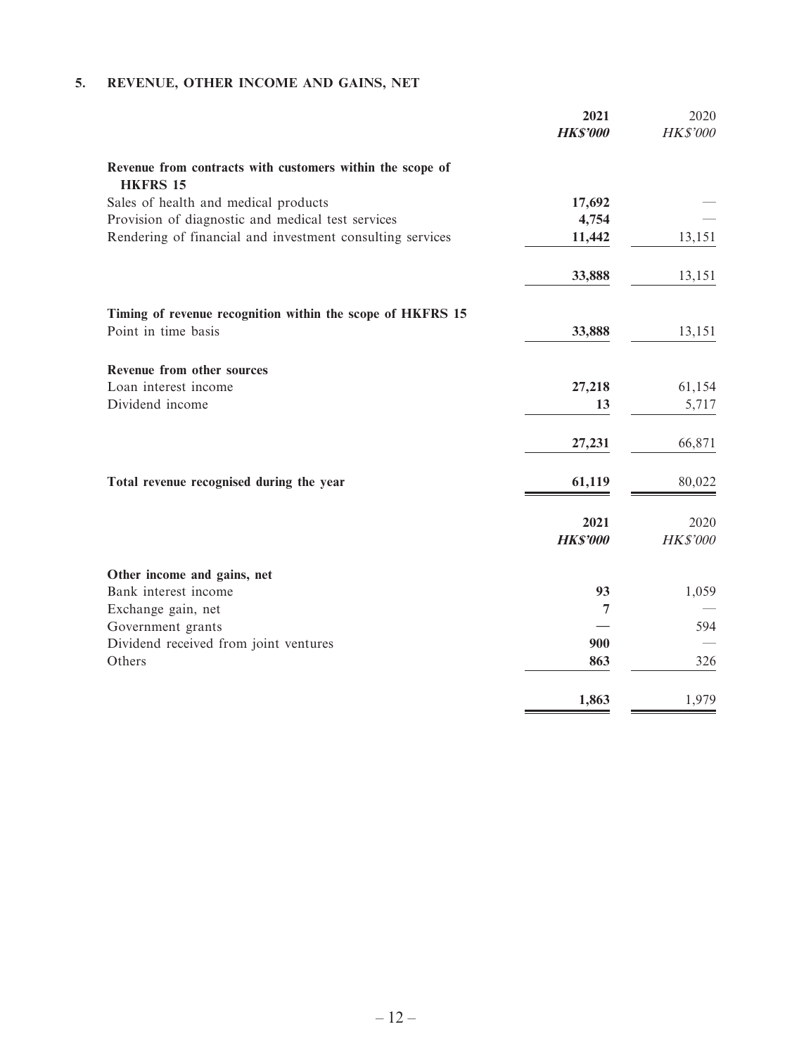## 5. REVENUE, OTHER INCOME AND GAINS, NET

| | 2021 | 2020 |
|---|---|---|
| | ***HK$'000*** | *HK$'000* |
| **Revenue from contracts with customers within the scope of HKFRS 15** | | |
| Sales of health and medical products | **17,692** | — |
| Provision of diagnostic and medical test services | **4,754** | — |
| Rendering of financial and investment consulting services | **11,442** | 13,151 |
| | **33,888** | 13,151 |
| **Timing of revenue recognition within the scope of HKFRS 15** | | |
| Point in time basis | **33,888** | 13,151 |
| **Revenue from other sources** | | |
| Loan interest income | **27,218** | 61,154 |
| Dividend income | **13** | 5,717 |
| | **27,231** | 66,871 |
| **Total revenue recognised during the year** | **61,119** | 80,022 |

| | 2021 | 2020 |
|---|---|---|
| | ***HK$'000*** | *HK$'000* |
| **Other income and gains, net** | | |
| Bank interest income | **93** | 1,059 |
| Exchange gain, net | **7** | — |
| Government grants | **—** | 594 |
| Dividend received from joint ventures | **900** | — |
| Others | **863** | 326 |
| | **1,863** | 1,979 |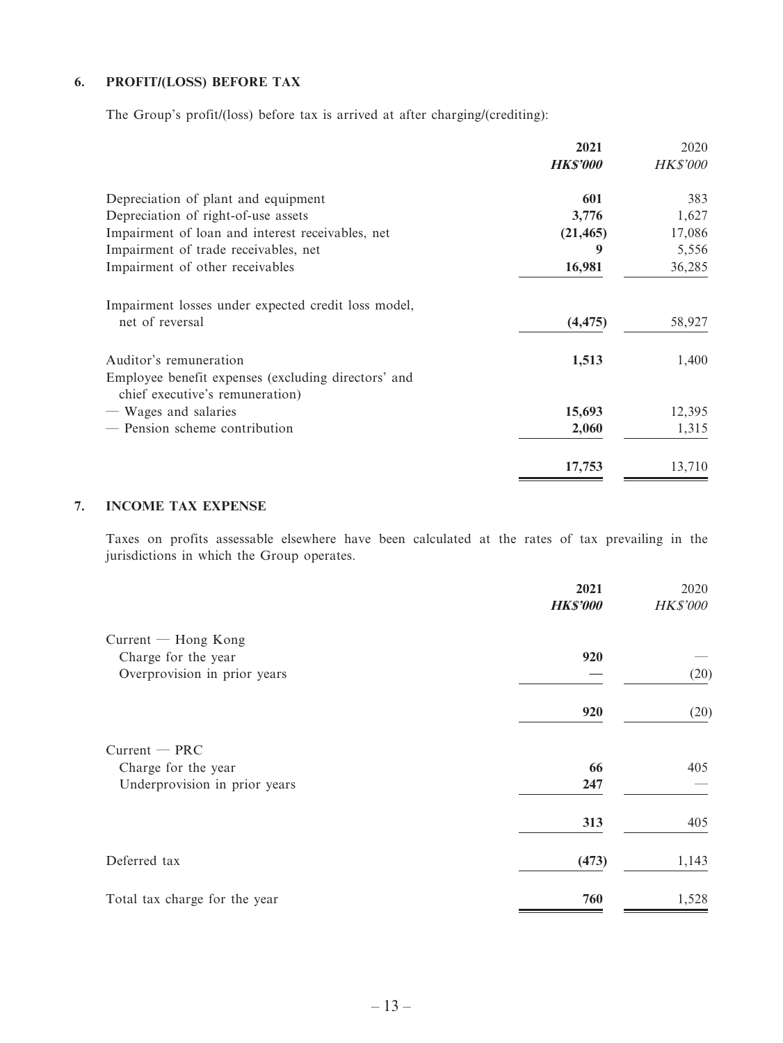## 6. PROFIT/(LOSS) BEFORE TAX

The Group's profit/(loss) before tax is arrived at after charging/(crediting):

| | 2021<br>*HK$'000* | 2020<br>*HK$'000* |
|---|---|---|
| Depreciation of plant and equipment | **601** | 383 |
| Depreciation of right-of-use assets | **3,776** | 1,627 |
| Impairment of loan and interest receivables, net | **(21,465)** | 17,086 |
| Impairment of trade receivables, net | **9** | 5,556 |
| Impairment of other receivables | **16,981** | 36,285 |
| Impairment losses under expected credit loss model, net of reversal | **(4,475)** | 58,927 |
| Auditor's remuneration | **1,513** | 1,400 |
| Employee benefit expenses (excluding directors' and chief executive's remuneration) | | |
| — Wages and salaries | **15,693** | 12,395 |
| — Pension scheme contribution | **2,060** | 1,315 |
| | **17,753** | 13,710 |

## 7. INCOME TAX EXPENSE

Taxes on profits assessable elsewhere have been calculated at the rates of tax prevailing in the jurisdictions in which the Group operates.

| | 2021<br>*HK$'000* | 2020<br>*HK$'000* |
|---|---|---|
| Current — Hong Kong | | |
| Charge for the year | **920** | — |
| Overprovision in prior years | **—** | (20) |
| | **920** | (20) |
| Current — PRC | | |
| Charge for the year | **66** | 405 |
| Underprovision in prior years | **247** | — |
| | **313** | 405 |
| Deferred tax | **(473)** | 1,143 |
| Total tax charge for the year | **760** | 1,528 |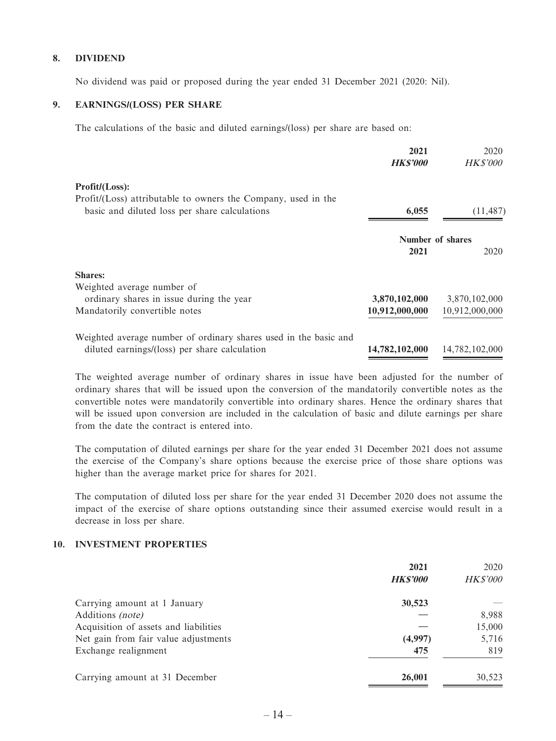## 8. DIVIDEND

No dividend was paid or proposed during the year ended 31 December 2021 (2020: Nil).

## 9. EARNINGS/(LOSS) PER SHARE

The calculations of the basic and diluted earnings/(loss) per share are based on:

| | 2021 | 2020 |
|---|---|---|
| | ***HK$'000*** | *HK$'000* |
| **Profit/(Loss):** | | |
| Profit/(Loss) attributable to owners the Company, used in the basic and diluted loss per share calculations | **6,055** | (11,487) |

| | Number of shares | |
|---|---|---|
| | **2021** | 2020 |
| **Shares:** | | |
| Weighted average number of ordinary shares in issue during the year | **3,870,102,000** | 3,870,102,000 |
| Mandatorily convertible notes | **10,912,000,000** | 10,912,000,000 |
| Weighted average number of ordinary shares used in the basic and diluted earnings/(loss) per share calculation | **14,782,102,000** | 14,782,102,000 |

The weighted average number of ordinary shares in issue have been adjusted for the number of ordinary shares that will be issued upon the conversion of the mandatorily convertible notes as the convertible notes were mandatorily convertible into ordinary shares. Hence the ordinary shares that will be issued upon conversion are included in the calculation of basic and dilute earnings per share from the date the contract is entered into.

The computation of diluted earnings per share for the year ended 31 December 2021 does not assume the exercise of the Company's share options because the exercise price of those share options was higher than the average market price for shares for 2021.

The computation of diluted loss per share for the year ended 31 December 2020 does not assume the impact of the exercise of share options outstanding since their assumed exercise would result in a decrease in loss per share.

## 10. INVESTMENT PROPERTIES

| | 2021 | 2020 |
|---|---|---|
| | ***HK$'000*** | *HK$'000* |
| Carrying amount at 1 January | **30,523** | — |
| Additions *(note)* | — | 8,988 |
| Acquisition of assets and liabilities | — | 15,000 |
| Net gain from fair value adjustments | **(4,997)** | 5,716 |
| Exchange realignment | **475** | 819 |
| Carrying amount at 31 December | **26,001** | 30,523 |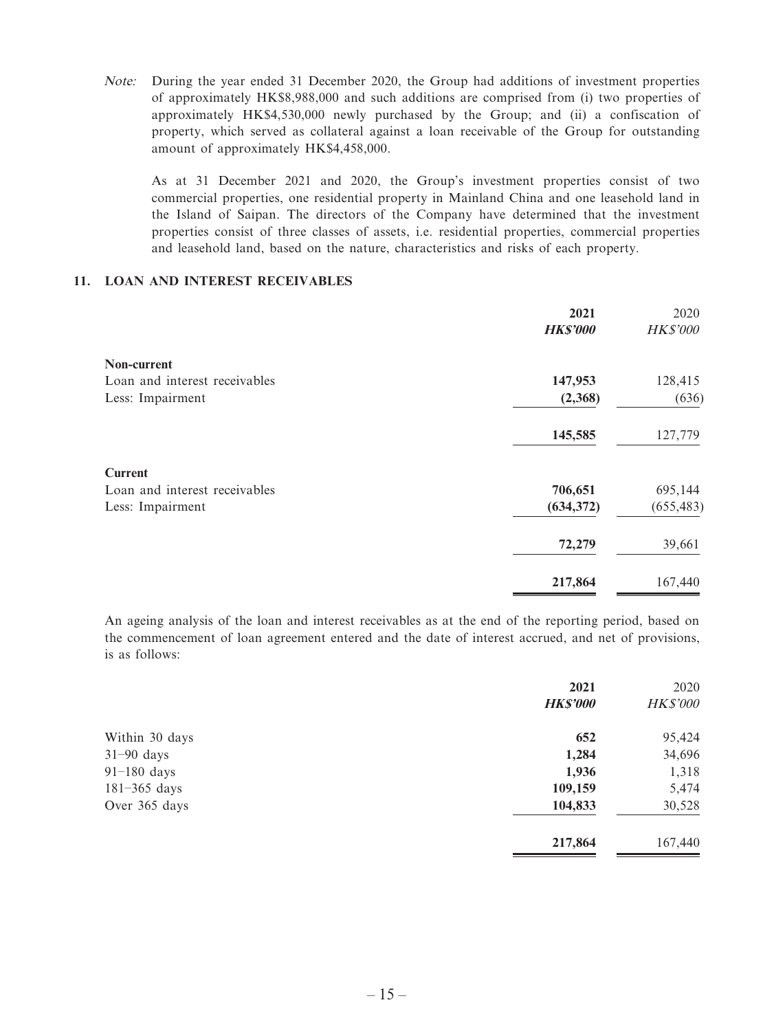*Note:* During the year ended 31 December 2020, the Group had additions of investment properties of approximately HK$8,988,000 and such additions are comprised from (i) two properties of approximately HK$4,530,000 newly purchased by the Group; and (ii) a confiscation of property, which served as collateral against a loan receivable of the Group for outstanding amount of approximately HK$4,458,000.

As at 31 December 2021 and 2020, the Group's investment properties consist of two commercial properties, one residential property in Mainland China and one leasehold land in the Island of Saipan. The directors of the Company have determined that the investment properties consist of three classes of assets, i.e. residential properties, commercial properties and leasehold land, based on the nature, characteristics and risks of each property.

## 11. LOAN AND INTEREST RECEIVABLES

| | 2021 | 2020 |
|---|---|---|
| | ***HK$'000*** | *HK$'000* |
| **Non-current** | | |
| Loan and interest receivables | **147,953** | 128,415 |
| Less: Impairment | **(2,368)** | (636) |
| | **145,585** | 127,779 |
| **Current** | | |
| Loan and interest receivables | **706,651** | 695,144 |
| Less: Impairment | **(634,372)** | (655,483) |
| | **72,279** | 39,661 |
| | **217,864** | 167,440 |

An ageing analysis of the loan and interest receivables as at the end of the reporting period, based on the commencement of loan agreement entered and the date of interest accrued, and net of provisions, is as follows:

| | 2021 | 2020 |
|---|---|---|
| | ***HK$'000*** | *HK$'000* |
| Within 30 days | **652** | 95,424 |
| 31–90 days | **1,284** | 34,696 |
| 91–180 days | **1,936** | 1,318 |
| 181–365 days | **109,159** | 5,474 |
| Over 365 days | **104,833** | 30,528 |
| | **217,864** | 167,440 |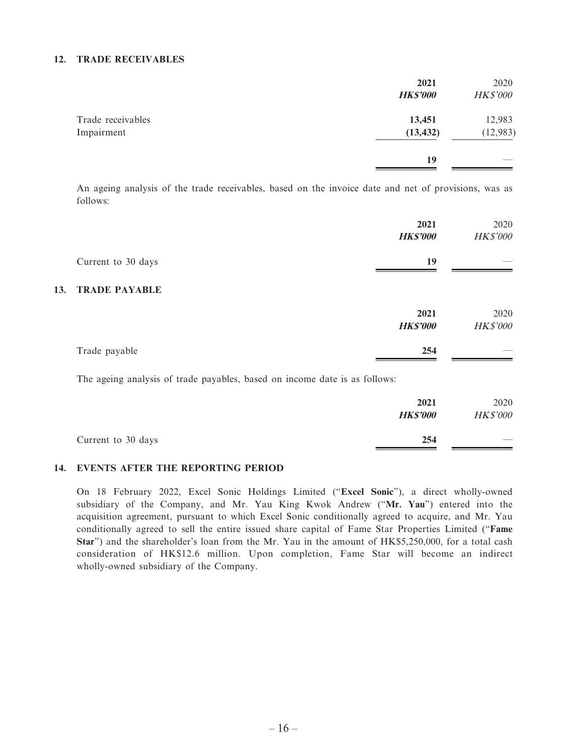## 12. TRADE RECEIVABLES

| | 2021 | 2020 |
|---|---|---|
| | ***HK$'000*** | *HK$'000* |
| Trade receivables | **13,451** | 12,983 |
| Impairment | **(13,432)** | (12,983) |
| | **19** | — |

An ageing analysis of the trade receivables, based on the invoice date and net of provisions, was as follows:

| | 2021 | 2020 |
|---|---|---|
| | ***HK$'000*** | *HK$'000* |
| Current to 30 days | **19** | — |

## 13. TRADE PAYABLE

| | 2021 | 2020 |
|---|---|---|
| | ***HK$'000*** | *HK$'000* |
| Trade payable | **254** | — |

The ageing analysis of trade payables, based on income date is as follows:

| | 2021 | 2020 |
|---|---|---|
| | ***HK$'000*** | *HK$'000* |
| Current to 30 days | **254** | — |

## 14. EVENTS AFTER THE REPORTING PERIOD

On 18 February 2022, Excel Sonic Holdings Limited ("**Excel Sonic**"), a direct wholly-owned subsidiary of the Company, and Mr. Yau King Kwok Andrew ("**Mr. Yau**") entered into the acquisition agreement, pursuant to which Excel Sonic conditionally agreed to acquire, and Mr. Yau conditionally agreed to sell the entire issued share capital of Fame Star Properties Limited ("**Fame Star**") and the shareholder's loan from the Mr. Yau in the amount of HK$5,250,000, for a total cash consideration of HK$12.6 million. Upon completion, Fame Star will become an indirect wholly-owned subsidiary of the Company.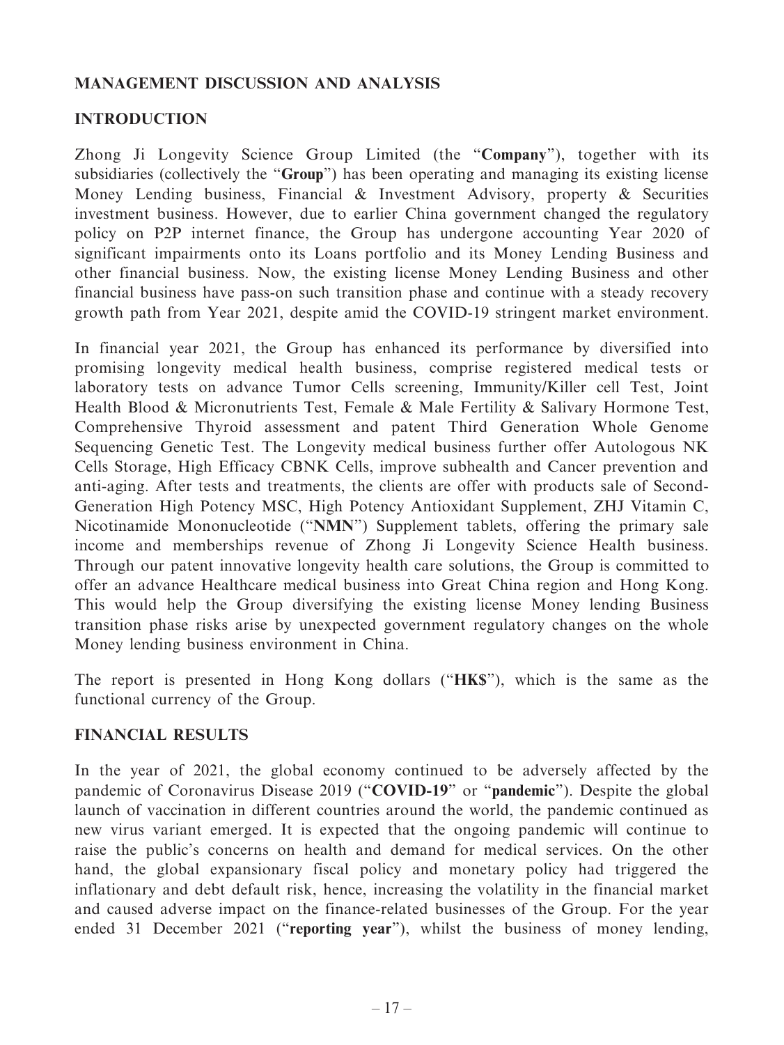## MANAGEMENT DISCUSSION AND ANALYSIS

## INTRODUCTION

Zhong Ji Longevity Science Group Limited (the "**Company**"), together with its subsidiaries (collectively the "**Group**") has been operating and managing its existing license Money Lending business, Financial & Investment Advisory, property & Securities investment business. However, due to earlier China government changed the regulatory policy on P2P internet finance, the Group has undergone accounting Year 2020 of significant impairments onto its Loans portfolio and its Money Lending Business and other financial business. Now, the existing license Money Lending Business and other financial business have pass-on such transition phase and continue with a steady recovery growth path from Year 2021, despite amid the COVID-19 stringent market environment.

In financial year 2021, the Group has enhanced its performance by diversified into promising longevity medical health business, comprise registered medical tests or laboratory tests on advance Tumor Cells screening, Immunity/Killer cell Test, Joint Health Blood & Micronutrients Test, Female & Male Fertility & Salivary Hormone Test, Comprehensive Thyroid assessment and patent Third Generation Whole Genome Sequencing Genetic Test. The Longevity medical business further offer Autologous NK Cells Storage, High Efficacy CBNK Cells, improve subhealth and Cancer prevention and anti-aging. After tests and treatments, the clients are offer with products sale of Second-Generation High Potency MSC, High Potency Antioxidant Supplement, ZHJ Vitamin C, Nicotinamide Mononucleotide ("**NMN**") Supplement tablets, offering the primary sale income and memberships revenue of Zhong Ji Longevity Science Health business. Through our patent innovative longevity health care solutions, the Group is committed to offer an advance Healthcare medical business into Great China region and Hong Kong. This would help the Group diversifying the existing license Money lending Business transition phase risks arise by unexpected government regulatory changes on the whole Money lending business environment in China.

The report is presented in Hong Kong dollars ("**HK$**"), which is the same as the functional currency of the Group.

## FINANCIAL RESULTS

In the year of 2021, the global economy continued to be adversely affected by the pandemic of Coronavirus Disease 2019 ("**COVID-19**" or "**pandemic**"). Despite the global launch of vaccination in different countries around the world, the pandemic continued as new virus variant emerged. It is expected that the ongoing pandemic will continue to raise the public's concerns on health and demand for medical services. On the other hand, the global expansionary fiscal policy and monetary policy had triggered the inflationary and debt default risk, hence, increasing the volatility in the financial market and caused adverse impact on the finance-related businesses of the Group. For the year ended 31 December 2021 ("**reporting year**"), whilst the business of money lending,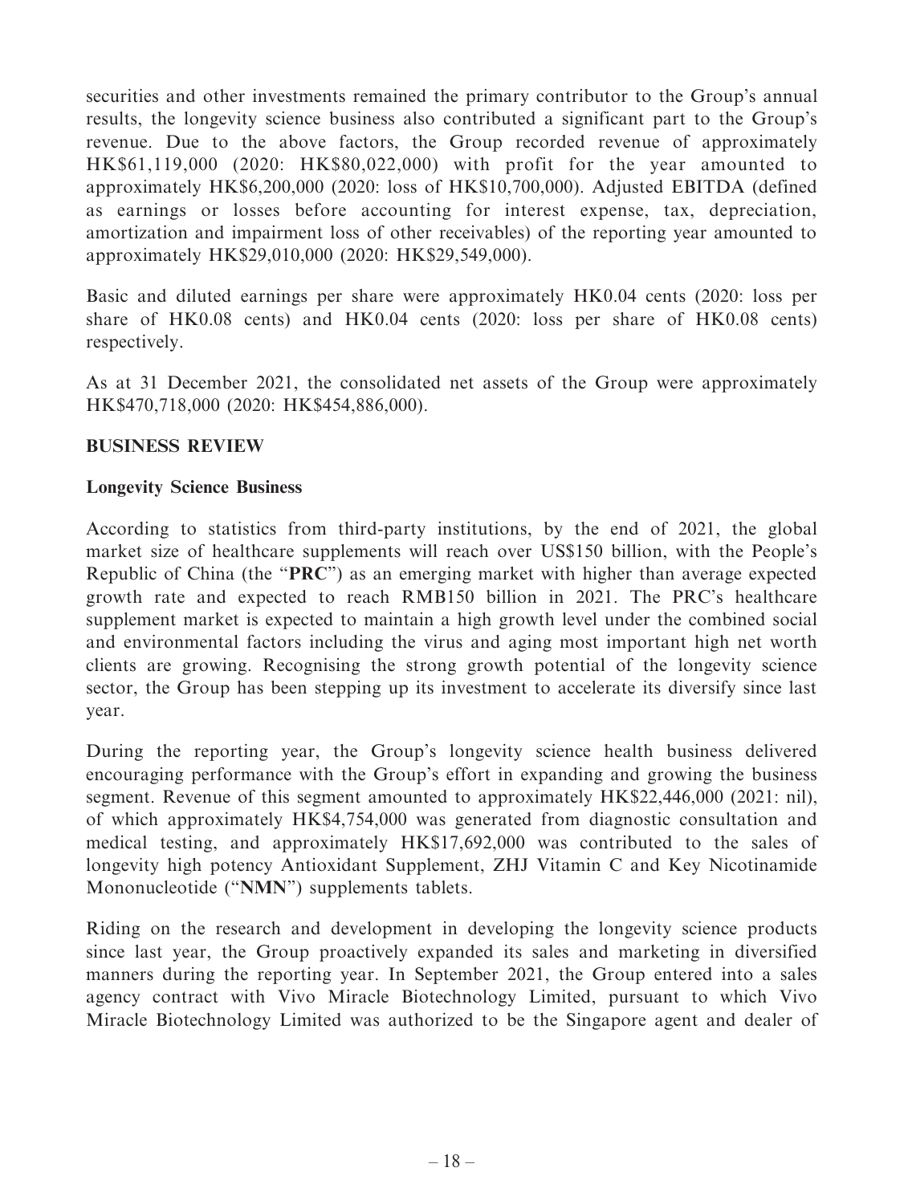securities and other investments remained the primary contributor to the Group's annual results, the longevity science business also contributed a significant part to the Group's revenue. Due to the above factors, the Group recorded revenue of approximately HK$61,119,000 (2020: HK$80,022,000) with profit for the year amounted to approximately HK$6,200,000 (2020: loss of HK$10,700,000). Adjusted EBITDA (defined as earnings or losses before accounting for interest expense, tax, depreciation, amortization and impairment loss of other receivables) of the reporting year amounted to approximately HK$29,010,000 (2020: HK$29,549,000).

Basic and diluted earnings per share were approximately HK0.04 cents (2020: loss per share of HK0.08 cents) and HK0.04 cents (2020: loss per share of HK0.08 cents) respectively.

As at 31 December 2021, the consolidated net assets of the Group were approximately HK$470,718,000 (2020: HK$454,886,000).

**BUSINESS REVIEW**

**Longevity Science Business**

According to statistics from third-party institutions, by the end of 2021, the global market size of healthcare supplements will reach over US$150 billion, with the People's Republic of China (the "**PRC**") as an emerging market with higher than average expected growth rate and expected to reach RMB150 billion in 2021. The PRC's healthcare supplement market is expected to maintain a high growth level under the combined social and environmental factors including the virus and aging most important high net worth clients are growing. Recognising the strong growth potential of the longevity science sector, the Group has been stepping up its investment to accelerate its diversify since last year.

During the reporting year, the Group's longevity science health business delivered encouraging performance with the Group's effort in expanding and growing the business segment. Revenue of this segment amounted to approximately HK$22,446,000 (2021: nil), of which approximately HK$4,754,000 was generated from diagnostic consultation and medical testing, and approximately HK$17,692,000 was contributed to the sales of longevity high potency Antioxidant Supplement, ZHJ Vitamin C and Key Nicotinamide Mononucleotide ("**NMN**") supplements tablets.

Riding on the research and development in developing the longevity science products since last year, the Group proactively expanded its sales and marketing in diversified manners during the reporting year. In September 2021, the Group entered into a sales agency contract with Vivo Miracle Biotechnology Limited, pursuant to which Vivo Miracle Biotechnology Limited was authorized to be the Singapore agent and dealer of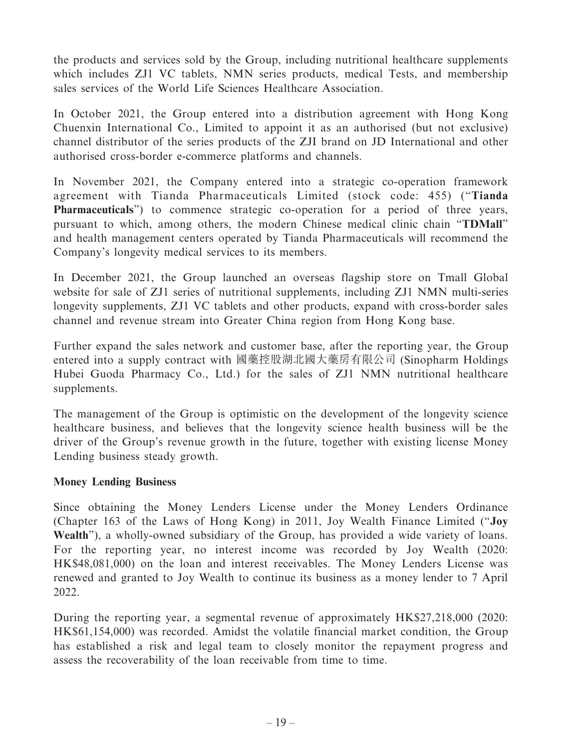the products and services sold by the Group, including nutritional healthcare supplements which includes ZJ1 VC tablets, NMN series products, medical Tests, and membership sales services of the World Life Sciences Healthcare Association.

In October 2021, the Group entered into a distribution agreement with Hong Kong Chuenxin International Co., Limited to appoint it as an authorised (but not exclusive) channel distributor of the series products of the ZJI brand on JD International and other authorised cross-border e-commerce platforms and channels.

In November 2021, the Company entered into a strategic co-operation framework agreement with Tianda Pharmaceuticals Limited (stock code: 455) ("**Tianda Pharmaceuticals**") to commence strategic co-operation for a period of three years, pursuant to which, among others, the modern Chinese medical clinic chain "**TDMall**" and health management centers operated by Tianda Pharmaceuticals will recommend the Company's longevity medical services to its members.

In December 2021, the Group launched an overseas flagship store on Tmall Global website for sale of ZJ1 series of nutritional supplements, including ZJ1 NMN multi-series longevity supplements, ZJ1 VC tablets and other products, expand with cross-border sales channel and revenue stream into Greater China region from Hong Kong base.

Further expand the sales network and customer base, after the reporting year, the Group entered into a supply contract with 國藥控股湖北國大藥房有限公司 (Sinopharm Holdings Hubei Guoda Pharmacy Co., Ltd.) for the sales of ZJ1 NMN nutritional healthcare supplements.

The management of the Group is optimistic on the development of the longevity science healthcare business, and believes that the longevity science health business will be the driver of the Group's revenue growth in the future, together with existing license Money Lending business steady growth.

**Money Lending Business**

Since obtaining the Money Lenders License under the Money Lenders Ordinance (Chapter 163 of the Laws of Hong Kong) in 2011, Joy Wealth Finance Limited ("**Joy Wealth**"), a wholly-owned subsidiary of the Group, has provided a wide variety of loans. For the reporting year, no interest income was recorded by Joy Wealth (2020: HK$48,081,000) on the loan and interest receivables. The Money Lenders License was renewed and granted to Joy Wealth to continue its business as a money lender to 7 April 2022.

During the reporting year, a segmental revenue of approximately HK$27,218,000 (2020: HK$61,154,000) was recorded. Amidst the volatile financial market condition, the Group has established a risk and legal team to closely monitor the repayment progress and assess the recoverability of the loan receivable from time to time.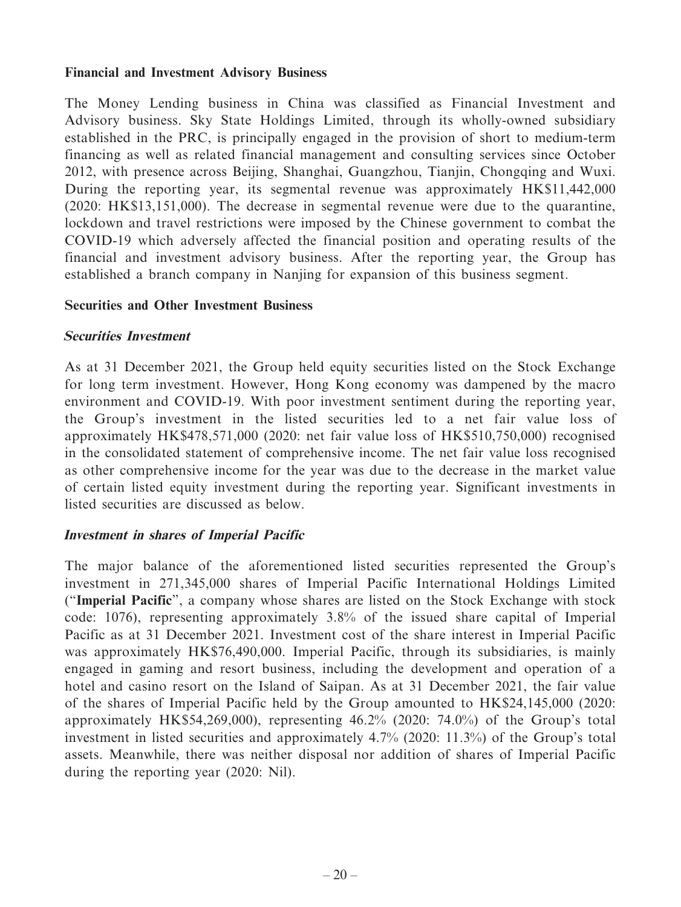**Financial and Investment Advisory Business**

The Money Lending business in China was classified as Financial Investment and Advisory business. Sky State Holdings Limited, through its wholly-owned subsidiary established in the PRC, is principally engaged in the provision of short to medium-term financing as well as related financial management and consulting services since October 2012, with presence across Beijing, Shanghai, Guangzhou, Tianjin, Chongqing and Wuxi. During the reporting year, its segmental revenue was approximately HK$11,442,000 (2020: HK$13,151,000). The decrease in segmental revenue were due to the quarantine, lockdown and travel restrictions were imposed by the Chinese government to combat the COVID-19 which adversely affected the financial position and operating results of the financial and investment advisory business. After the reporting year, the Group has established a branch company in Nanjing for expansion of this business segment.

**Securities and Other Investment Business**

***Securities Investment***

As at 31 December 2021, the Group held equity securities listed on the Stock Exchange for long term investment. However, Hong Kong economy was dampened by the macro environment and COVID-19. With poor investment sentiment during the reporting year, the Group's investment in the listed securities led to a net fair value loss of approximately HK$478,571,000 (2020: net fair value loss of HK$510,750,000) recognised in the consolidated statement of comprehensive income. The net fair value loss recognised as other comprehensive income for the year was due to the decrease in the market value of certain listed equity investment during the reporting year. Significant investments in listed securities are discussed as below.

***Investment in shares of Imperial Pacific***

The major balance of the aforementioned listed securities represented the Group's investment in 271,345,000 shares of Imperial Pacific International Holdings Limited ("**Imperial Pacific**", a company whose shares are listed on the Stock Exchange with stock code: 1076), representing approximately 3.8% of the issued share capital of Imperial Pacific as at 31 December 2021. Investment cost of the share interest in Imperial Pacific was approximately HK$76,490,000. Imperial Pacific, through its subsidiaries, is mainly engaged in gaming and resort business, including the development and operation of a hotel and casino resort on the Island of Saipan. As at 31 December 2021, the fair value of the shares of Imperial Pacific held by the Group amounted to HK$24,145,000 (2020: approximately HK$54,269,000), representing 46.2% (2020: 74.0%) of the Group's total investment in listed securities and approximately 4.7% (2020: 11.3%) of the Group's total assets. Meanwhile, there was neither disposal nor addition of shares of Imperial Pacific during the reporting year (2020: Nil).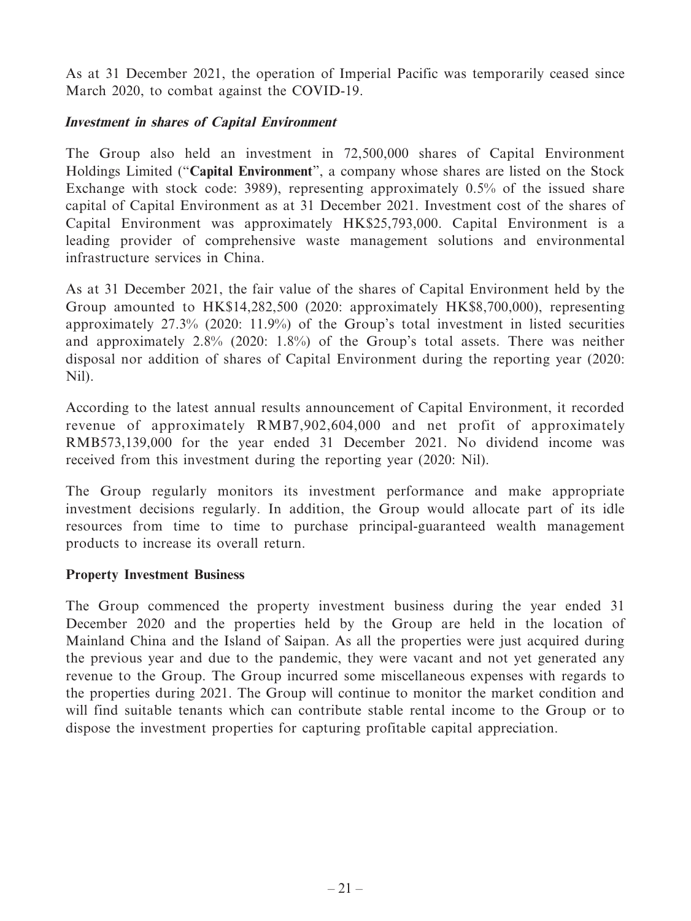As at 31 December 2021, the operation of Imperial Pacific was temporarily ceased since March 2020, to combat against the COVID-19.

***Investment in shares of Capital Environment***

The Group also held an investment in 72,500,000 shares of Capital Environment Holdings Limited ("**Capital Environment**", a company whose shares are listed on the Stock Exchange with stock code: 3989), representing approximately 0.5% of the issued share capital of Capital Environment as at 31 December 2021. Investment cost of the shares of Capital Environment was approximately HK$25,793,000. Capital Environment is a leading provider of comprehensive waste management solutions and environmental infrastructure services in China.

As at 31 December 2021, the fair value of the shares of Capital Environment held by the Group amounted to HK$14,282,500 (2020: approximately HK$8,700,000), representing approximately 27.3% (2020: 11.9%) of the Group's total investment in listed securities and approximately 2.8% (2020: 1.8%) of the Group's total assets. There was neither disposal nor addition of shares of Capital Environment during the reporting year (2020: Nil).

According to the latest annual results announcement of Capital Environment, it recorded revenue of approximately RMB7,902,604,000 and net profit of approximately RMB573,139,000 for the year ended 31 December 2021. No dividend income was received from this investment during the reporting year (2020: Nil).

The Group regularly monitors its investment performance and make appropriate investment decisions regularly. In addition, the Group would allocate part of its idle resources from time to time to purchase principal-guaranteed wealth management products to increase its overall return.

**Property Investment Business**

The Group commenced the property investment business during the year ended 31 December 2020 and the properties held by the Group are held in the location of Mainland China and the Island of Saipan. As all the properties were just acquired during the previous year and due to the pandemic, they were vacant and not yet generated any revenue to the Group. The Group incurred some miscellaneous expenses with regards to the properties during 2021. The Group will continue to monitor the market condition and will find suitable tenants which can contribute stable rental income to the Group or to dispose the investment properties for capturing profitable capital appreciation.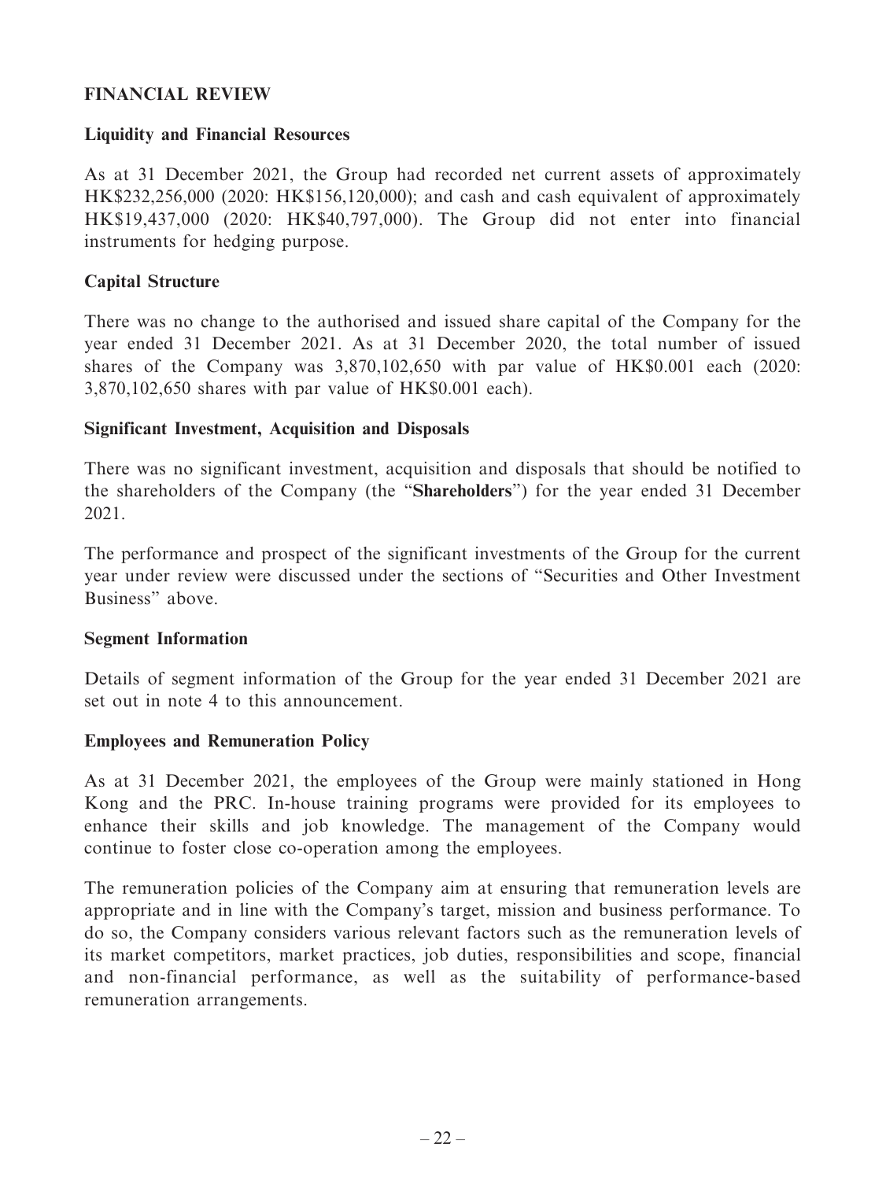## FINANCIAL REVIEW

### Liquidity and Financial Resources

As at 31 December 2021, the Group had recorded net current assets of approximately HK$232,256,000 (2020: HK$156,120,000); and cash and cash equivalent of approximately HK$19,437,000 (2020: HK$40,797,000). The Group did not enter into financial instruments for hedging purpose.

### Capital Structure

There was no change to the authorised and issued share capital of the Company for the year ended 31 December 2021. As at 31 December 2020, the total number of issued shares of the Company was 3,870,102,650 with par value of HK$0.001 each (2020: 3,870,102,650 shares with par value of HK$0.001 each).

### Significant Investment, Acquisition and Disposals

There was no significant investment, acquisition and disposals that should be notified to the shareholders of the Company (the "**Shareholders**") for the year ended 31 December 2021.

The performance and prospect of the significant investments of the Group for the current year under review were discussed under the sections of "Securities and Other Investment Business" above.

### Segment Information

Details of segment information of the Group for the year ended 31 December 2021 are set out in note 4 to this announcement.

### Employees and Remuneration Policy

As at 31 December 2021, the employees of the Group were mainly stationed in Hong Kong and the PRC. In-house training programs were provided for its employees to enhance their skills and job knowledge. The management of the Company would continue to foster close co-operation among the employees.

The remuneration policies of the Company aim at ensuring that remuneration levels are appropriate and in line with the Company's target, mission and business performance. To do so, the Company considers various relevant factors such as the remuneration levels of its market competitors, market practices, job duties, responsibilities and scope, financial and non-financial performance, as well as the suitability of performance-based remuneration arrangements.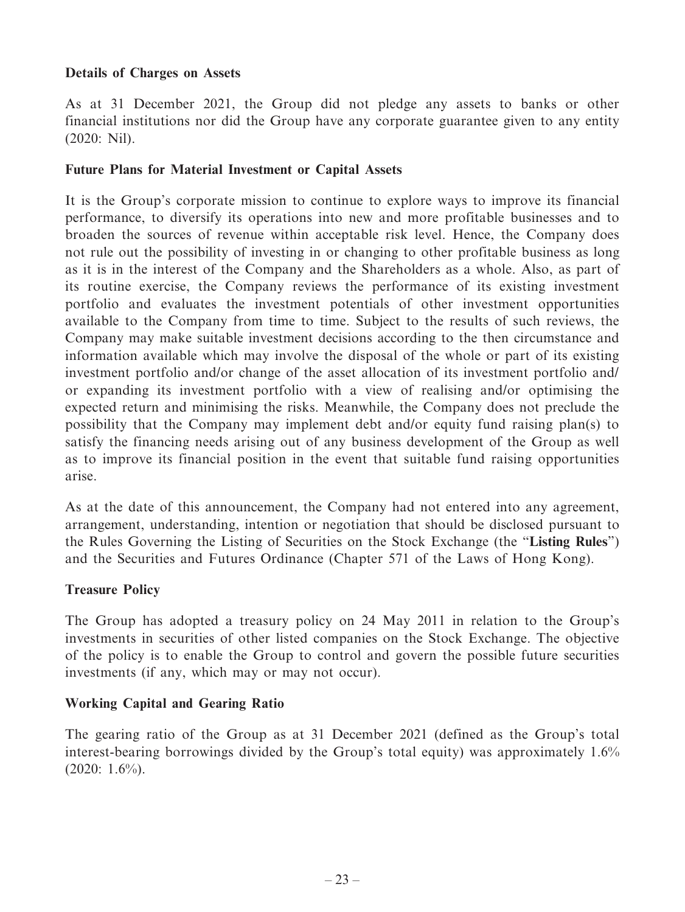**Details of Charges on Assets**

As at 31 December 2021, the Group did not pledge any assets to banks or other financial institutions nor did the Group have any corporate guarantee given to any entity (2020: Nil).

**Future Plans for Material Investment or Capital Assets**

It is the Group's corporate mission to continue to explore ways to improve its financial performance, to diversify its operations into new and more profitable businesses and to broaden the sources of revenue within acceptable risk level. Hence, the Company does not rule out the possibility of investing in or changing to other profitable business as long as it is in the interest of the Company and the Shareholders as a whole. Also, as part of its routine exercise, the Company reviews the performance of its existing investment portfolio and evaluates the investment potentials of other investment opportunities available to the Company from time to time. Subject to the results of such reviews, the Company may make suitable investment decisions according to the then circumstance and information available which may involve the disposal of the whole or part of its existing investment portfolio and/or change of the asset allocation of its investment portfolio and/or expanding its investment portfolio with a view of realising and/or optimising the expected return and minimising the risks. Meanwhile, the Company does not preclude the possibility that the Company may implement debt and/or equity fund raising plan(s) to satisfy the financing needs arising out of any business development of the Group as well as to improve its financial position in the event that suitable fund raising opportunities arise.

As at the date of this announcement, the Company had not entered into any agreement, arrangement, understanding, intention or negotiation that should be disclosed pursuant to the Rules Governing the Listing of Securities on the Stock Exchange (the "**Listing Rules**") and the Securities and Futures Ordinance (Chapter 571 of the Laws of Hong Kong).

**Treasure Policy**

The Group has adopted a treasury policy on 24 May 2011 in relation to the Group's investments in securities of other listed companies on the Stock Exchange. The objective of the policy is to enable the Group to control and govern the possible future securities investments (if any, which may or may not occur).

**Working Capital and Gearing Ratio**

The gearing ratio of the Group as at 31 December 2021 (defined as the Group's total interest-bearing borrowings divided by the Group's total equity) was approximately 1.6% (2020: 1.6%).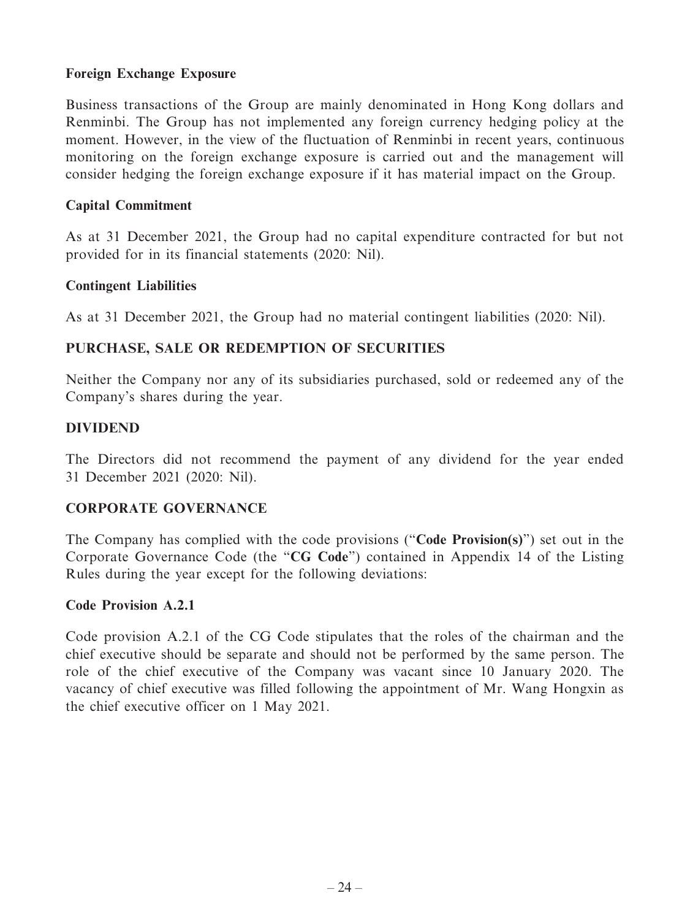### Foreign Exchange Exposure

Business transactions of the Group are mainly denominated in Hong Kong dollars and Renminbi. The Group has not implemented any foreign currency hedging policy at the moment. However, in the view of the fluctuation of Renminbi in recent years, continuous monitoring on the foreign exchange exposure is carried out and the management will consider hedging the foreign exchange exposure if it has material impact on the Group.

### Capital Commitment

As at 31 December 2021, the Group had no capital expenditure contracted for but not provided for in its financial statements (2020: Nil).

### Contingent Liabilities

As at 31 December 2021, the Group had no material contingent liabilities (2020: Nil).

## PURCHASE, SALE OR REDEMPTION OF SECURITIES

Neither the Company nor any of its subsidiaries purchased, sold or redeemed any of the Company's shares during the year.

## DIVIDEND

The Directors did not recommend the payment of any dividend for the year ended 31 December 2021 (2020: Nil).

## CORPORATE GOVERNANCE

The Company has complied with the code provisions ("**Code Provision(s)**") set out in the Corporate Governance Code (the "**CG Code**") contained in Appendix 14 of the Listing Rules during the year except for the following deviations:

### Code Provision A.2.1

Code provision A.2.1 of the CG Code stipulates that the roles of the chairman and the chief executive should be separate and should not be performed by the same person. The role of the chief executive of the Company was vacant since 10 January 2020. The vacancy of chief executive was filled following the appointment of Mr. Wang Hongxin as the chief executive officer on 1 May 2021.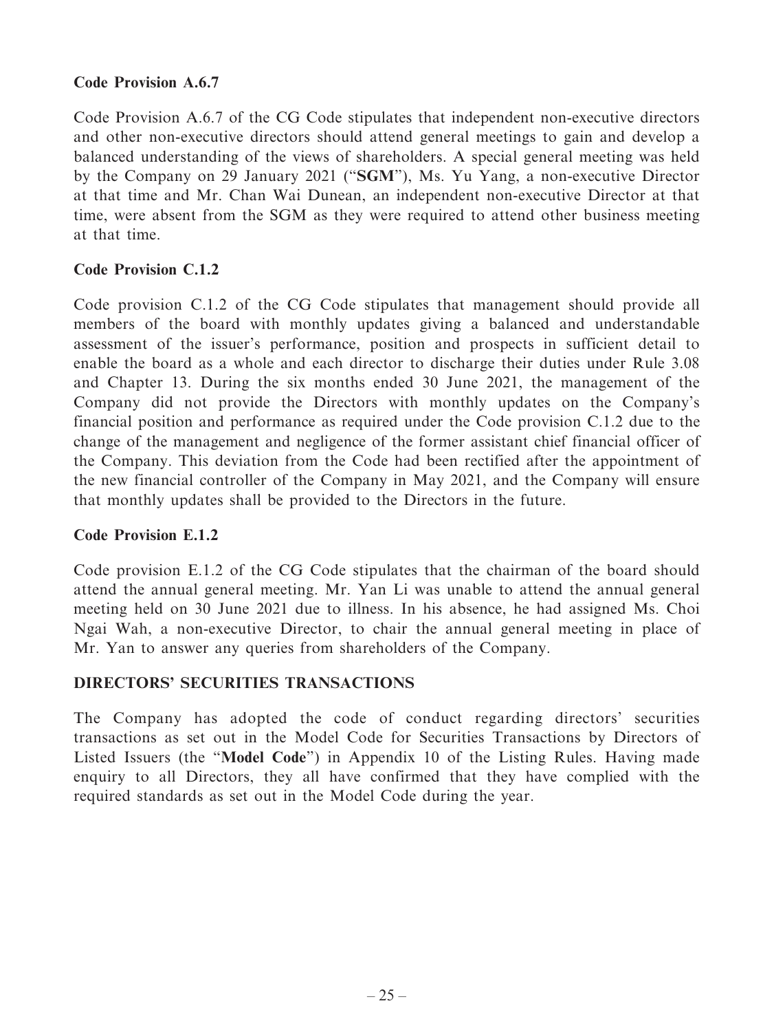**Code Provision A.6.7**

Code Provision A.6.7 of the CG Code stipulates that independent non-executive directors and other non-executive directors should attend general meetings to gain and develop a balanced understanding of the views of shareholders. A special general meeting was held by the Company on 29 January 2021 ("**SGM**"), Ms. Yu Yang, a non-executive Director at that time and Mr. Chan Wai Dunean, an independent non-executive Director at that time, were absent from the SGM as they were required to attend other business meeting at that time.

**Code Provision C.1.2**

Code provision C.1.2 of the CG Code stipulates that management should provide all members of the board with monthly updates giving a balanced and understandable assessment of the issuer's performance, position and prospects in sufficient detail to enable the board as a whole and each director to discharge their duties under Rule 3.08 and Chapter 13. During the six months ended 30 June 2021, the management of the Company did not provide the Directors with monthly updates on the Company's financial position and performance as required under the Code provision C.1.2 due to the change of the management and negligence of the former assistant chief financial officer of the Company. This deviation from the Code had been rectified after the appointment of the new financial controller of the Company in May 2021, and the Company will ensure that monthly updates shall be provided to the Directors in the future.

**Code Provision E.1.2**

Code provision E.1.2 of the CG Code stipulates that the chairman of the board should attend the annual general meeting. Mr. Yan Li was unable to attend the annual general meeting held on 30 June 2021 due to illness. In his absence, he had assigned Ms. Choi Ngai Wah, a non-executive Director, to chair the annual general meeting in place of Mr. Yan to answer any queries from shareholders of the Company.

**DIRECTORS' SECURITIES TRANSACTIONS**

The Company has adopted the code of conduct regarding directors' securities transactions as set out in the Model Code for Securities Transactions by Directors of Listed Issuers (the "**Model Code**") in Appendix 10 of the Listing Rules. Having made enquiry to all Directors, they all have confirmed that they have complied with the required standards as set out in the Model Code during the year.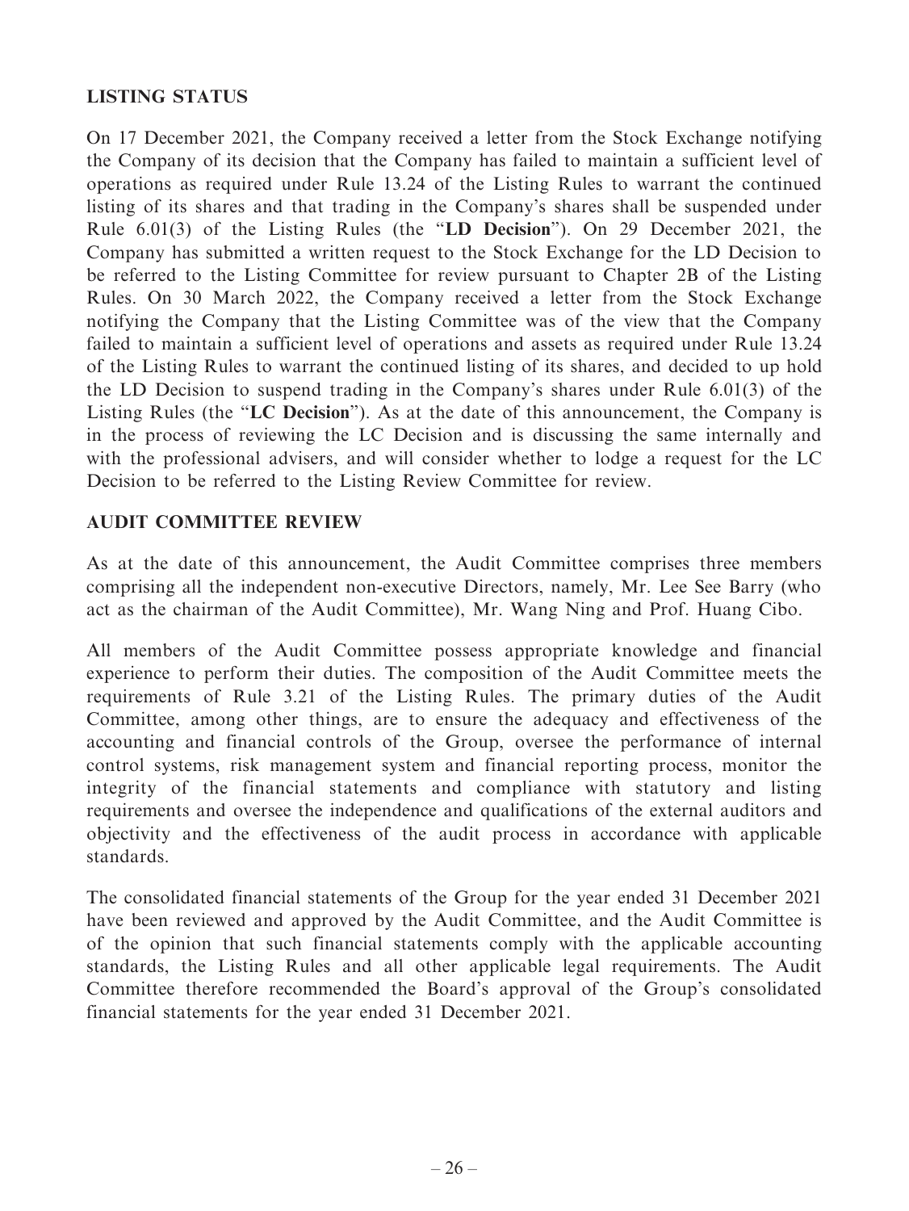## LISTING STATUS

On 17 December 2021, the Company received a letter from the Stock Exchange notifying the Company of its decision that the Company has failed to maintain a sufficient level of operations as required under Rule 13.24 of the Listing Rules to warrant the continued listing of its shares and that trading in the Company's shares shall be suspended under Rule 6.01(3) of the Listing Rules (the "**LD Decision**"). On 29 December 2021, the Company has submitted a written request to the Stock Exchange for the LD Decision to be referred to the Listing Committee for review pursuant to Chapter 2B of the Listing Rules. On 30 March 2022, the Company received a letter from the Stock Exchange notifying the Company that the Listing Committee was of the view that the Company failed to maintain a sufficient level of operations and assets as required under Rule 13.24 of the Listing Rules to warrant the continued listing of its shares, and decided to up hold the LD Decision to suspend trading in the Company's shares under Rule 6.01(3) of the Listing Rules (the "**LC Decision**"). As at the date of this announcement, the Company is in the process of reviewing the LC Decision and is discussing the same internally and with the professional advisers, and will consider whether to lodge a request for the LC Decision to be referred to the Listing Review Committee for review.

## AUDIT COMMITTEE REVIEW

As at the date of this announcement, the Audit Committee comprises three members comprising all the independent non-executive Directors, namely, Mr. Lee See Barry (who act as the chairman of the Audit Committee), Mr. Wang Ning and Prof. Huang Cibo.

All members of the Audit Committee possess appropriate knowledge and financial experience to perform their duties. The composition of the Audit Committee meets the requirements of Rule 3.21 of the Listing Rules. The primary duties of the Audit Committee, among other things, are to ensure the adequacy and effectiveness of the accounting and financial controls of the Group, oversee the performance of internal control systems, risk management system and financial reporting process, monitor the integrity of the financial statements and compliance with statutory and listing requirements and oversee the independence and qualifications of the external auditors and objectivity and the effectiveness of the audit process in accordance with applicable standards.

The consolidated financial statements of the Group for the year ended 31 December 2021 have been reviewed and approved by the Audit Committee, and the Audit Committee is of the opinion that such financial statements comply with the applicable accounting standards, the Listing Rules and all other applicable legal requirements. The Audit Committee therefore recommended the Board's approval of the Group's consolidated financial statements for the year ended 31 December 2021.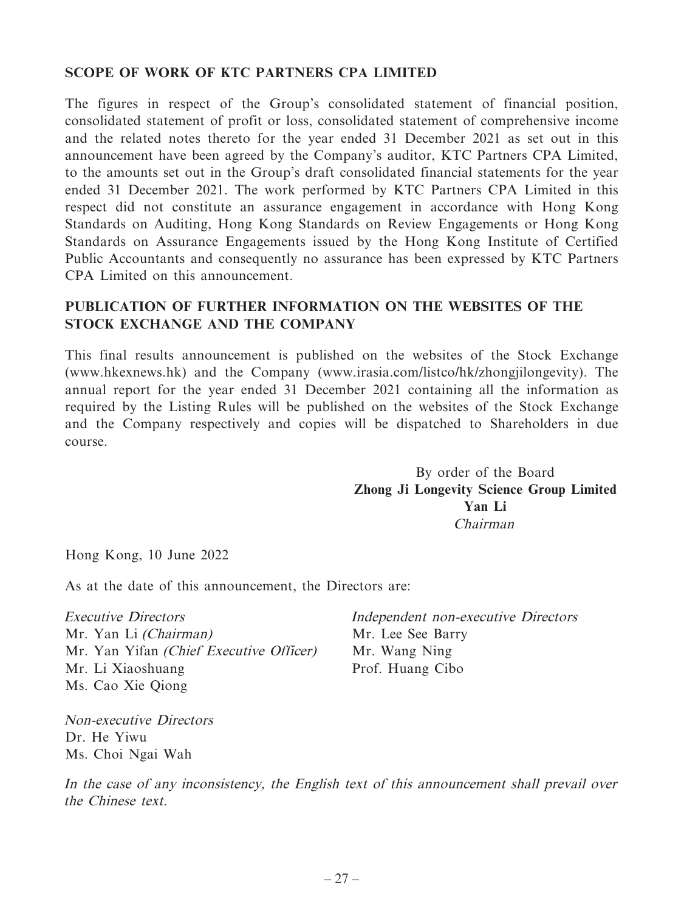## SCOPE OF WORK OF KTC PARTNERS CPA LIMITED

The figures in respect of the Group's consolidated statement of financial position, consolidated statement of profit or loss, consolidated statement of comprehensive income and the related notes thereto for the year ended 31 December 2021 as set out in this announcement have been agreed by the Company's auditor, KTC Partners CPA Limited, to the amounts set out in the Group's draft consolidated financial statements for the year ended 31 December 2021. The work performed by KTC Partners CPA Limited in this respect did not constitute an assurance engagement in accordance with Hong Kong Standards on Auditing, Hong Kong Standards on Review Engagements or Hong Kong Standards on Assurance Engagements issued by the Hong Kong Institute of Certified Public Accountants and consequently no assurance has been expressed by KTC Partners CPA Limited on this announcement.

## PUBLICATION OF FURTHER INFORMATION ON THE WEBSITES OF THE STOCK EXCHANGE AND THE COMPANY

This final results announcement is published on the websites of the Stock Exchange (www.hkexnews.hk) and the Company (www.irasia.com/listco/hk/zhongjilongevity). The annual report for the year ended 31 December 2021 containing all the information as required by the Listing Rules will be published on the websites of the Stock Exchange and the Company respectively and copies will be dispatched to Shareholders in due course.

By order of the Board
**Zhong Ji Longevity Science Group Limited**
**Yan Li**
*Chairman*

Hong Kong, 10 June 2022

As at the date of this announcement, the Directors are:

*Executive Directors*
Mr. Yan Li *(Chairman)*
Mr. Yan Yifan *(Chief Executive Officer)*
Mr. Li Xiaoshuang
Ms. Cao Xie Qiong

*Non-executive Directors*
Dr. He Yiwu
Ms. Choi Ngai Wah

*Independent non-executive Directors*
Mr. Lee See Barry
Mr. Wang Ning
Prof. Huang Cibo

*In the case of any inconsistency, the English text of this announcement shall prevail over the Chinese text.*